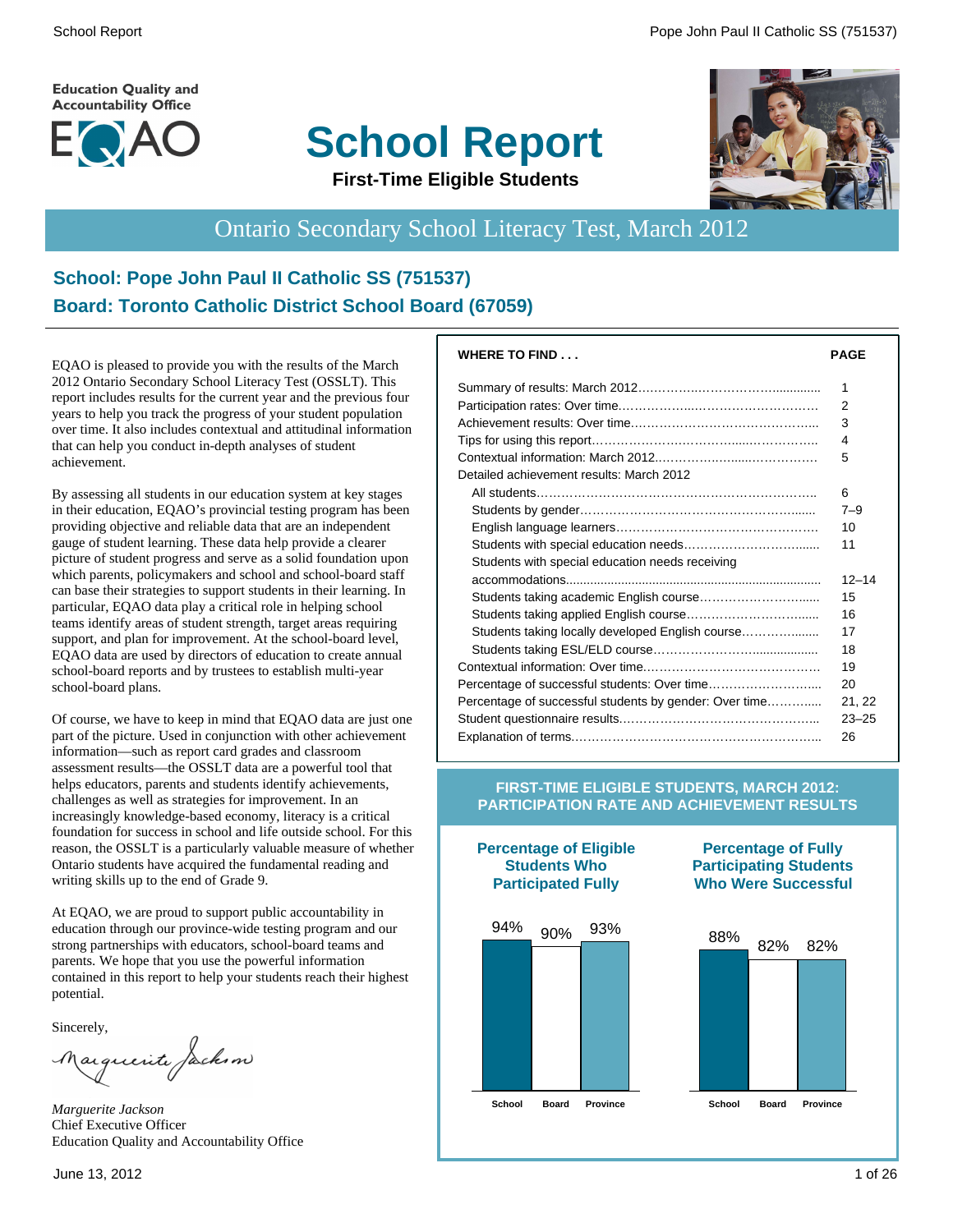Education Quality and Accountability Office

EQAO

# School Report

**First-Time Eligible Students**

## Ontario Secondary School Literacy Test, March 2012

### School: Pope John Paul II Catholic SS (751537)
### Board: Toronto Catholic District School Board (67059)

EQAO is pleased to provide you with the results of the March 2012 Ontario Secondary School Literacy Test (OSSLT). This report includes results for the current year and the previous four years to help you track the progress of your student population over time. It also includes contextual and attitudinal information that can help you conduct in-depth analyses of student achievement.

By assessing all students in our education system at key stages in their education, EQAO's provincial testing program has been providing objective and reliable data that are an independent gauge of student learning. These data help provide a clearer picture of student progress and serve as a solid foundation upon which parents, policymakers and school and school-board staff can base their strategies to support students in their learning. In particular, EQAO data play a critical role in helping school teams identify areas of student strength, target areas requiring support, and plan for improvement. At the school-board level, EQAO data are used by directors of education to create annual school-board reports and by trustees to establish multi-year school-board plans.

Of course, we have to keep in mind that EQAO data are just one part of the picture. Used in conjunction with other achievement information—such as report card grades and classroom assessment results—the OSSLT data are a powerful tool that helps educators, parents and students identify achievements, challenges as well as strategies for improvement. In an increasingly knowledge-based economy, literacy is a critical foundation for success in school and life outside school. For this reason, the OSSLT is a particularly valuable measure of whether Ontario students have acquired the fundamental reading and writing skills up to the end of Grade 9.

At EQAO, we are proud to support public accountability in education through our province-wide testing program and our strong partnerships with educators, school-board teams and parents. We hope that you use the powerful information contained in this report to help your students reach their highest potential.

Sincerely,

*Marguerite Jackson*
Chief Executive Officer
Education Quality and Accountability Office

June 13, 2012

| WHERE TO FIND . . . | PAGE |
|---|---|
| Summary of results: March 2012 | 1 |
| Participation rates: Over time | 2 |
| Achievement results: Over time | 3 |
| Tips for using this report | 4 |
| Contextual information: March 2012 | 5 |
| Detailed achievement results: March 2012 | |
| All students | 6 |
| Students by gender | 7–9 |
| English language learners | 10 |
| Students with special education needs | 11 |
| Students with special education needs receiving accommodations | 12–14 |
| Students taking academic English course | 15 |
| Students taking applied English course | 16 |
| Students taking locally developed English course | 17 |
| Students taking ESL/ELD course | 18 |
| Contextual information: Over time | 19 |
| Percentage of successful students: Over time | 20 |
| Percentage of successful students by gender: Over time | 21, 22 |
| Student questionnaire results | 23–25 |
| Explanation of terms | 26 |

**FIRST-TIME ELIGIBLE STUDENTS, MARCH 2012: PARTICIPATION RATE AND ACHIEVEMENT RESULTS**

**Percentage of Eligible Students Who Participated Fully**

| School | Board | Province |
|---|---|---|
| 94% | 90% | 93% |

**Percentage of Fully Participating Students Who Were Successful**

| School | Board | Province |
|---|---|---|
| 88% | 82% | 82% |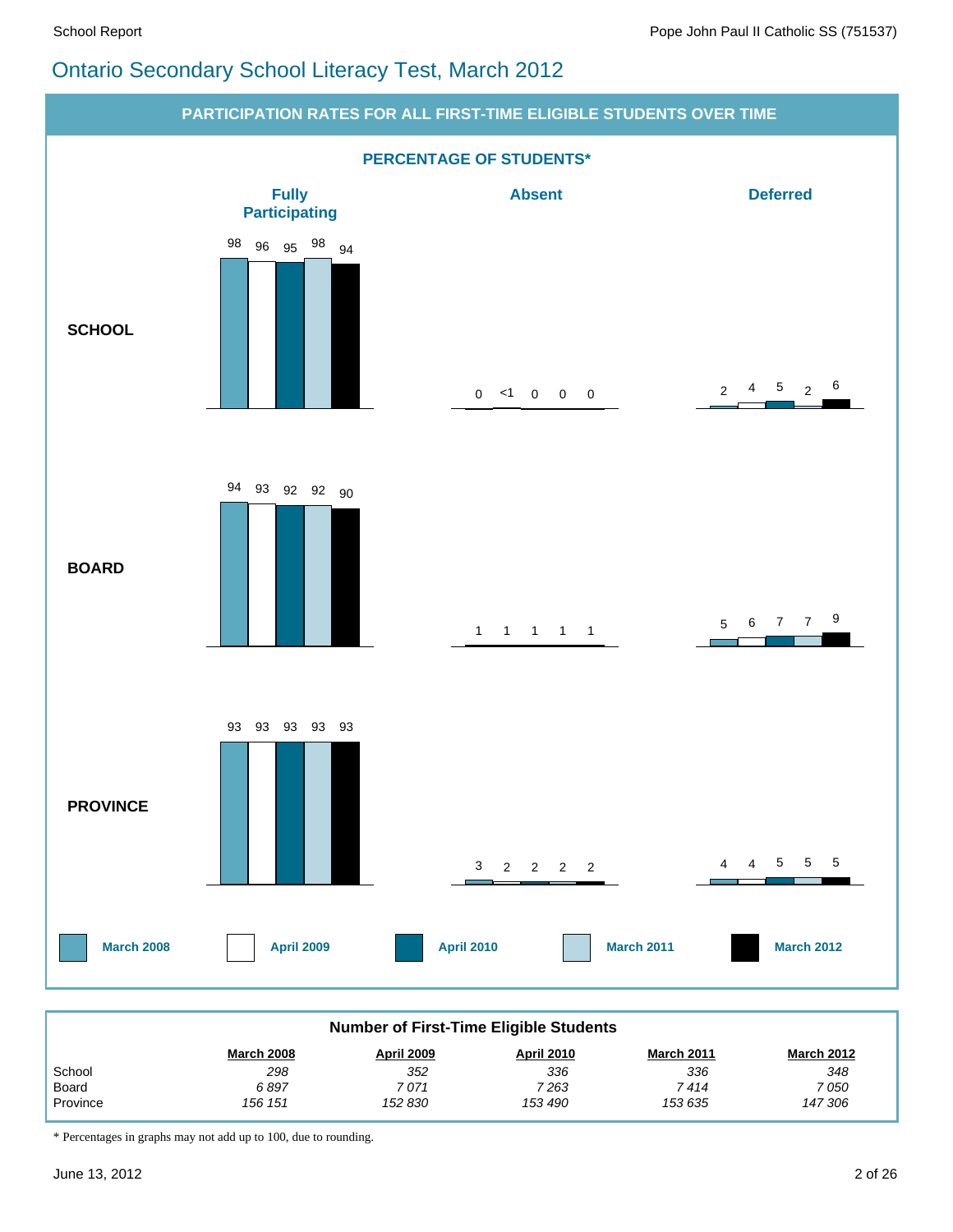# Ontario Secondary School Literacy Test, March 2012

## PARTICIPATION RATES FOR ALL FIRST-TIME ELIGIBLE STUDENTS OVER TIME

### PERCENTAGE OF STUDENTS*

| | | March 2008 | April 2009 | April 2010 | March 2011 | March 2012 |
|---|---|---|---|---|---|---|
| **SCHOOL** | Fully Participating | 98 | 96 | 95 | 98 | 94 |
| | Absent | 0 | <1 | 0 | 0 | 0 |
| | Deferred | 2 | 4 | 5 | 2 | 6 |
| **BOARD** | Fully Participating | 94 | 93 | 92 | 92 | 90 |
| | Absent | 1 | 1 | 1 | 1 | 1 |
| | Deferred | 5 | 6 | 7 | 7 | 9 |
| **PROVINCE** | Fully Participating | 93 | 93 | 93 | 93 | 93 |
| | Absent | 3 | 2 | 2 | 2 | 2 |
| | Deferred | 4 | 4 | 5 | 5 | 5 |

### Number of First-Time Eligible Students

| | March 2008 | April 2009 | April 2010 | March 2011 | March 2012 |
|---|---|---|---|---|---|
| School | *298* | *352* | *336* | *336* | *348* |
| Board | *6 897* | *7 071* | *7 263* | *7 414* | *7 050* |
| Province | *156 151* | *152 830* | *153 490* | *153 635* | *147 306* |

* Percentages in graphs may not add up to 100, due to rounding.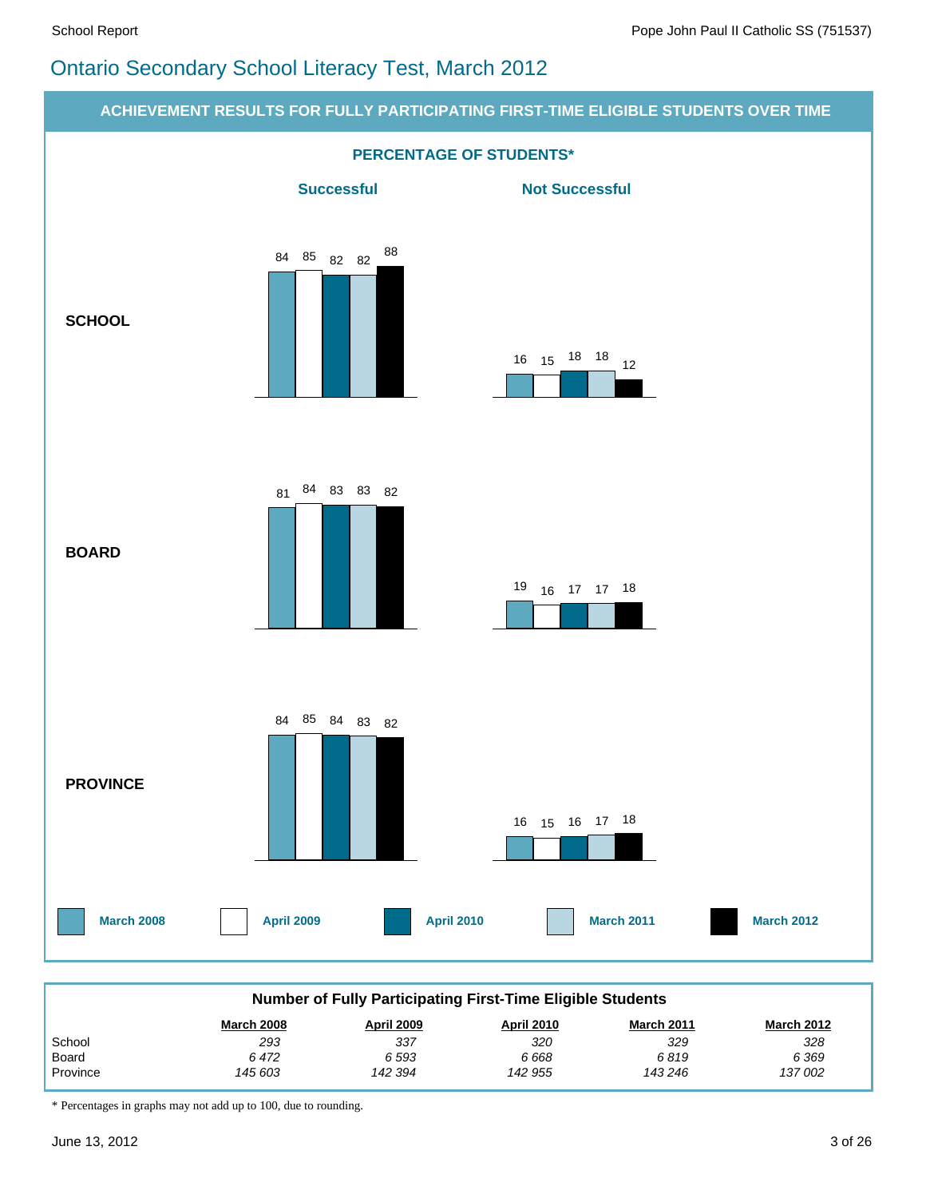# Ontario Secondary School Literacy Test, March 2012

## ACHIEVEMENT RESULTS FOR FULLY PARTICIPATING FIRST-TIME ELIGIBLE STUDENTS OVER TIME

### PERCENTAGE OF STUDENTS*

| | Successful | | | | | Not Successful | | | | |
|---|---|---|---|---|---|---|---|---|---|---|
| | March 2008 | April 2009 | April 2010 | March 2011 | March 2012 | March 2008 | April 2009 | April 2010 | March 2011 | March 2012 |
| **SCHOOL** | 84 | 85 | 82 | 82 | 88 | 16 | 15 | 18 | 18 | 12 |
| **BOARD** | 81 | 84 | 83 | 83 | 82 | 19 | 16 | 17 | 17 | 18 |
| **PROVINCE** | 84 | 85 | 84 | 83 | 82 | 16 | 15 | 16 | 17 | 18 |

**Number of Fully Participating First-Time Eligible Students**

| | March 2008 | April 2009 | April 2010 | March 2011 | March 2012 |
|---|---|---|---|---|---|
| School | *293* | *337* | *320* | *329* | *328* |
| Board | *6 472* | *6 593* | *6 668* | *6 819* | *6 369* |
| Province | *145 603* | *142 394* | *142 955* | *143 246* | *137 002* |

* Percentages in graphs may not add up to 100, due to rounding.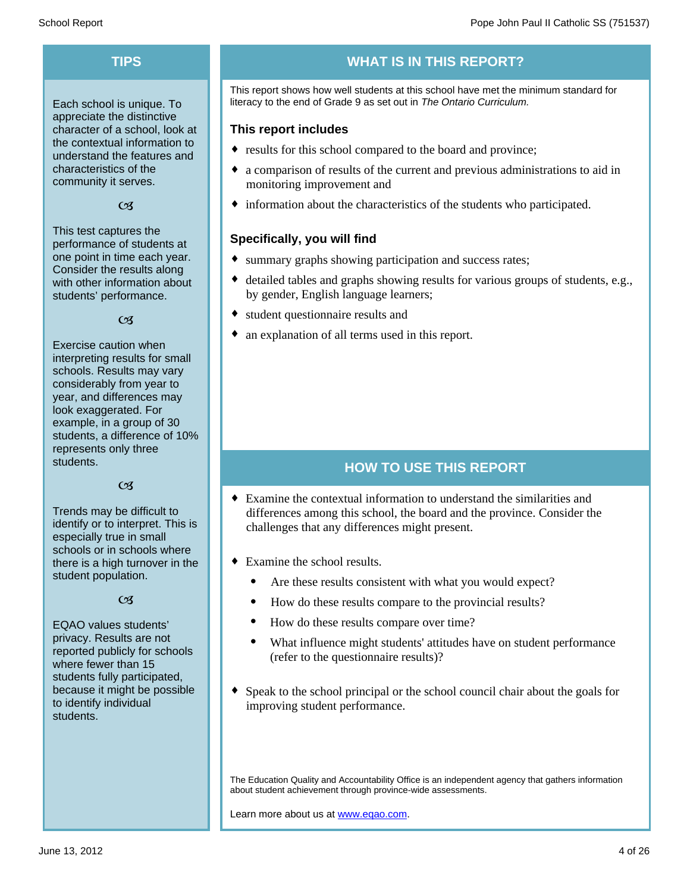## TIPS

Each school is unique. To appreciate the distinctive character of a school, look at the contextual information to understand the features and characteristics of the community it serves.

ꕥ

This test captures the performance of students at one point in time each year. Consider the results along with other information about students' performance.

ꕥ

Exercise caution when interpreting results for small schools. Results may vary considerably from year to year, and differences may look exaggerated. For example, in a group of 30 students, a difference of 10% represents only three students.

ꕥ

Trends may be difficult to identify or to interpret. This is especially true in small schools or in schools where there is a high turnover in the student population.

ꕥ

EQAO values students' privacy. Results are not reported publicly for schools where fewer than 15 students fully participated, because it might be possible to identify individual students.

## WHAT IS IN THIS REPORT?

This report shows how well students at this school have met the minimum standard for literacy to the end of Grade 9 as set out in *The Ontario Curriculum.*

### This report includes

- results for this school compared to the board and province;
- a comparison of results of the current and previous administrations to aid in monitoring improvement and
- information about the characteristics of the students who participated.

### Specifically, you will find

- summary graphs showing participation and success rates;
- detailed tables and graphs showing results for various groups of students, e.g., by gender, English language learners;
- student questionnaire results and
- an explanation of all terms used in this report.

## HOW TO USE THIS REPORT

- Examine the contextual information to understand the similarities and differences among this school, the board and the province. Consider the challenges that any differences might present.
- Examine the school results.
  - Are these results consistent with what you would expect?
  - How do these results compare to the provincial results?
  - How do these results compare over time?
  - What influence might students' attitudes have on student performance (refer to the questionnaire results)?
- Speak to the school principal or the school council chair about the goals for improving student performance.

The Education Quality and Accountability Office is an independent agency that gathers information about student achievement through province-wide assessments.

Learn more about us at www.eqao.com.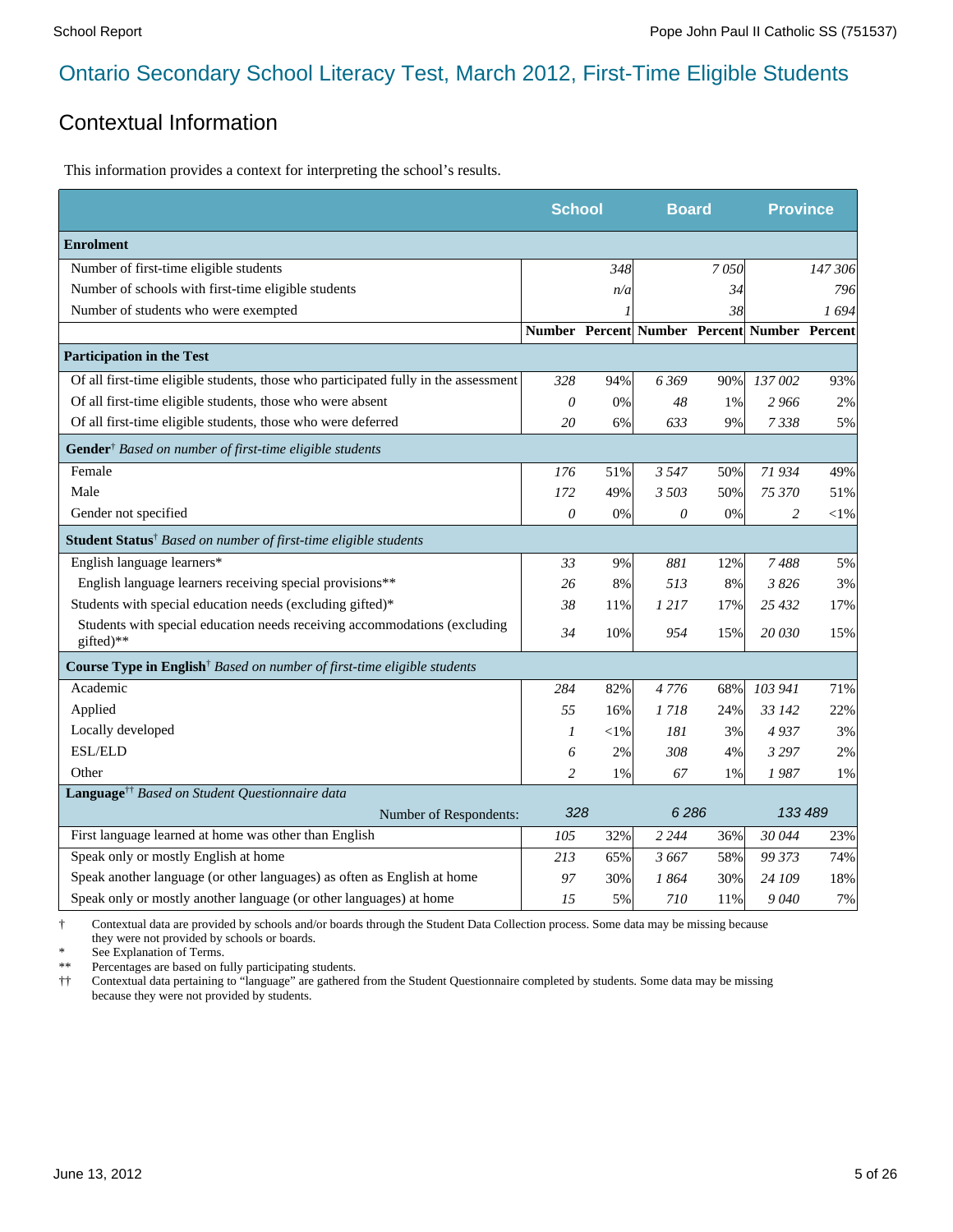# Ontario Secondary School Literacy Test, March 2012, First-Time Eligible Students

## Contextual Information

This information provides a context for interpreting the school's results.

| | School | | Board | | Province | |
|---|---|---|---|---|---|---|
| **Enrolment** | | | | | | |
| Number of first-time eligible students | | *348* | | *7 050* | | *147 306* |
| Number of schools with first-time eligible students | | *n/a* | | *34* | | *796* |
| Number of students who were exempted | | *1* | | *38* | | *1 694* |
| | **Number** | **Percent** | **Number** | **Percent** | **Number** | **Percent** |
| **Participation in the Test** | | | | | | |
| Of all first-time eligible students, those who participated fully in the assessment | *328* | 94% | *6 369* | 90% | *137 002* | 93% |
| Of all first-time eligible students, those who were absent | *0* | 0% | *48* | 1% | *2 966* | 2% |
| Of all first-time eligible students, those who were deferred | *20* | 6% | *633* | 9% | *7 338* | 5% |
| **Gender**† *Based on number of first-time eligible students* | | | | | | |
| Female | *176* | 51% | *3 547* | 50% | *71 934* | 49% |
| Male | *172* | 49% | *3 503* | 50% | *75 370* | 51% |
| Gender not specified | *0* | 0% | *0* | 0% | *2* | <1% |
| **Student Status**† *Based on number of first-time eligible students* | | | | | | |
| English language learners* | *33* | 9% | *881* | 12% | *7 488* | 5% |
| English language learners receiving special provisions** | *26* | 8% | *513* | 8% | *3 826* | 3% |
| Students with special education needs (excluding gifted)* | *38* | 11% | *1 217* | 17% | *25 432* | 17% |
| Students with special education needs receiving accommodations (excluding gifted)** | *34* | 10% | *954* | 15% | *20 030* | 15% |
| **Course Type in English**† *Based on number of first-time eligible students* | | | | | | |
| Academic | *284* | 82% | *4 776* | 68% | *103 941* | 71% |
| Applied | *55* | 16% | *1 718* | 24% | *33 142* | 22% |
| Locally developed | *1* | <1% | *181* | 3% | *4 937* | 3% |
| ESL/ELD | *6* | 2% | *308* | 4% | *3 297* | 2% |
| Other | *2* | 1% | *67* | 1% | *1 987* | 1% |
| **Language**†† *Based on Student Questionnaire data* | | | | | | |
| Number of Respondents: | *328* | | *6 286* | | *133 489* | |
| First language learned at home was other than English | *105* | 32% | *2 244* | 36% | *30 044* | 23% |
| Speak only or mostly English at home | *213* | 65% | *3 667* | 58% | *99 373* | 74% |
| Speak another language (or other languages) as often as English at home | *97* | 30% | *1 864* | 30% | *24 109* | 18% |
| Speak only or mostly another language (or other languages) at home | *15* | 5% | *710* | 11% | *9 040* | 7% |

† Contextual data are provided by schools and/or boards through the Student Data Collection process. Some data may be missing because they were not provided by schools or boards.

\* See Explanation of Terms.

** Percentages are based on fully participating students.

†† Contextual data pertaining to "language" are gathered from the Student Questionnaire completed by students. Some data may be missing because they were not provided by students.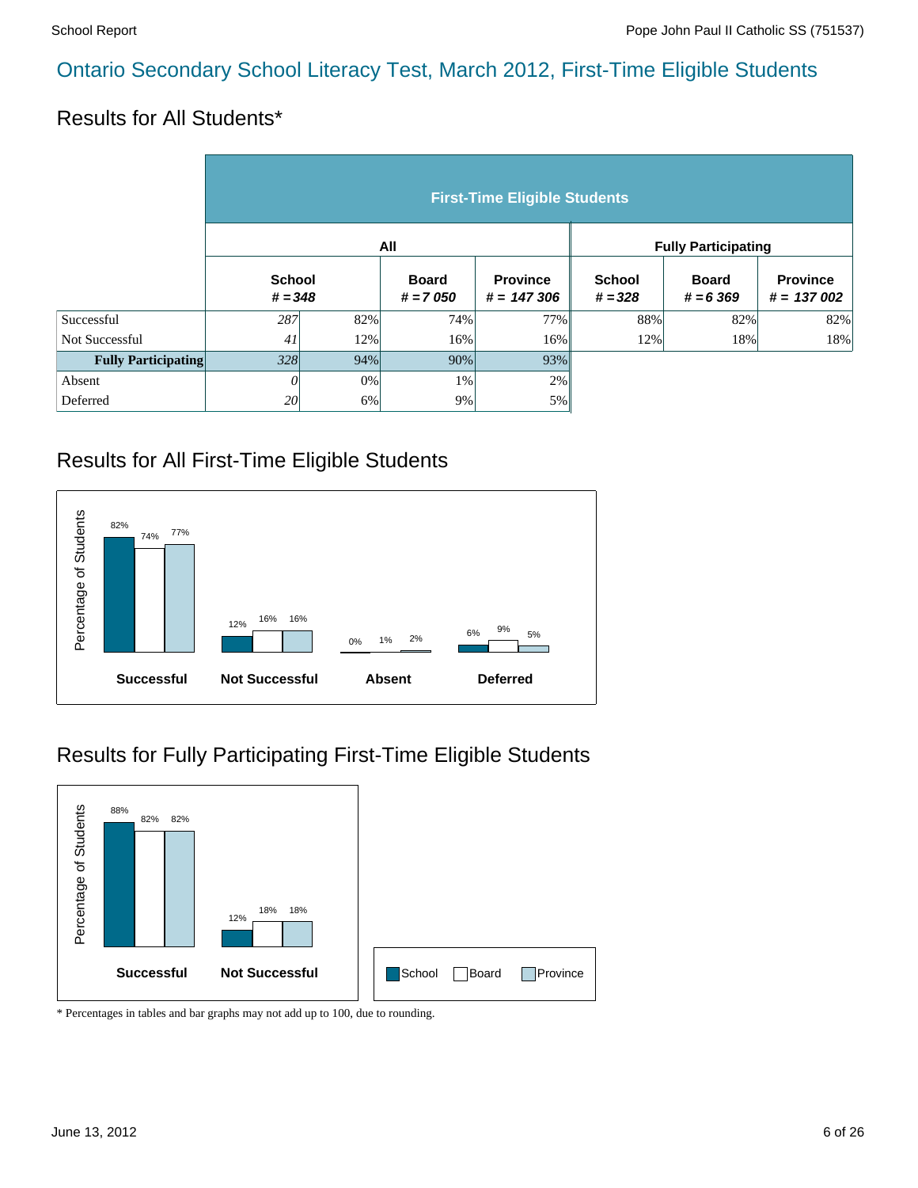# Ontario Secondary School Literacy Test, March 2012, First-Time Eligible Students

## Results for All Students*

| | First-Time Eligible Students | | | | | | |
|---|---|---|---|---|---|---|---|
| | All | | | | Fully Participating | | |
| | School *# = 348* | | Board *# = 7 050* | Province *# = 147 306* | School *# = 328* | Board *# = 6 369* | Province *# = 137 002* |
| Successful | *287* | 82% | 74% | 77% | 88% | 82% | 82% |
| Not Successful | *41* | 12% | 16% | 16% | 12% | 18% | 18% |
| **Fully Participating** | *328* | 94% | 90% | 93% | | | |
| Absent | *0* | 0% | 1% | 2% | | | |
| Deferred | *20* | 6% | 9% | 5% | | | |

## Results for All First-Time Eligible Students

| Percentage of Students | School | Board | Province |
|---|---|---|---|
| **Successful** | 82% | 74% | 77% |
| **Not Successful** | 12% | 16% | 16% |
| **Absent** | 0% | 1% | 2% |
| **Deferred** | 6% | 9% | 5% |

## Results for Fully Participating First-Time Eligible Students

| Percentage of Students | School | Board | Province |
|---|---|---|---|
| **Successful** | 88% | 82% | 82% |
| **Not Successful** | 12% | 18% | 18% |

\* Percentages in tables and bar graphs may not add up to 100, due to rounding.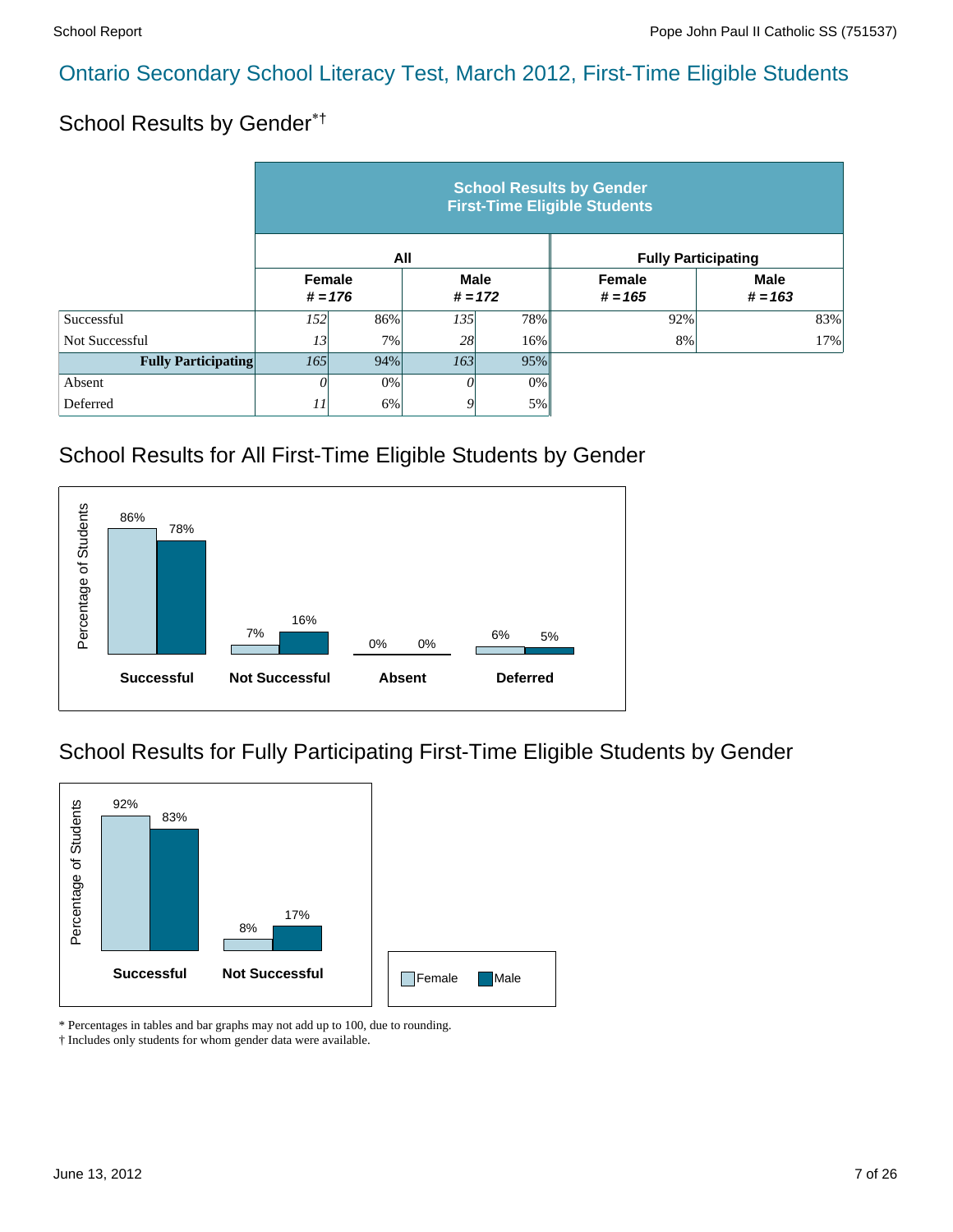# Ontario Secondary School Literacy Test, March 2012, First-Time Eligible Students

## School Results by Gender*†

| | School Results by Gender First-Time Eligible Students | | | | | |
|---|---|---|---|---|---|---|
| | All | | | | Fully Participating | |
| | Female # = 176 | | Male # = 172 | | Female # = 165 | Male # = 163 |
| Successful | *152* | 86% | *135* | 78% | 92% | 83% |
| Not Successful | *13* | 7% | *28* | 16% | 8% | 17% |
| **Fully Participating** | *165* | 94% | *163* | 95% | | |
| Absent | *0* | 0% | *0* | 0% | | |
| Deferred | *11* | 6% | *9* | 5% | | |

## School Results for All First-Time Eligible Students by Gender

| | Female | Male |
|---|---|---|
| Successful | 86% | 78% |
| Not Successful | 7% | 16% |
| Absent | 0% | 0% |
| Deferred | 6% | 5% |

## School Results for Fully Participating First-Time Eligible Students by Gender

| | Female | Male |
|---|---|---|
| Successful | 92% | 83% |
| Not Successful | 8% | 17% |

\* Percentages in tables and bar graphs may not add up to 100, due to rounding.

† Includes only students for whom gender data were available.

June 13, 2012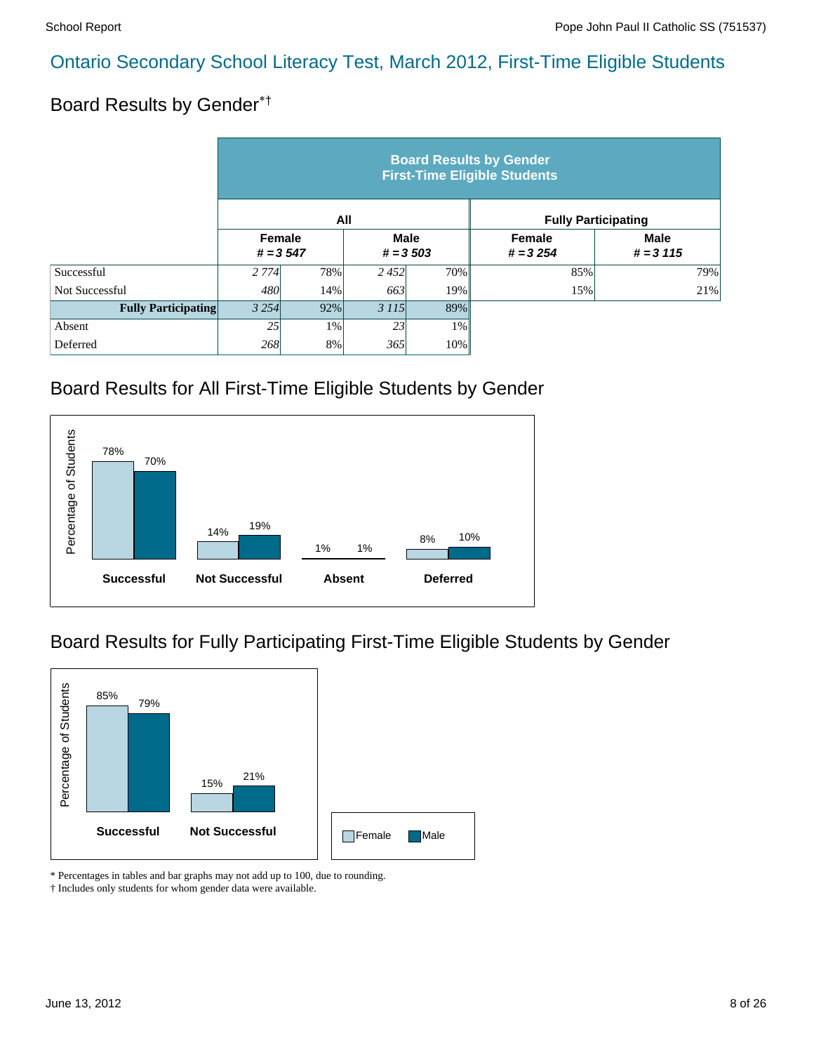# Ontario Secondary School Literacy Test, March 2012, First-Time Eligible Students

## Board Results by Gender*†

| | **Board Results by Gender First-Time Eligible Students** | | | | | |
|---|---|---|---|---|---|---|
| | **All** | | | | **Fully Participating** | |
| | **Female # = 3 547** | | **Male # = 3 503** | | **Female # = 3 254** | **Male # = 3 115** |
| Successful | *2 774* | 78% | *2 452* | 70% | 85% | 79% |
| Not Successful | *480* | 14% | *663* | 19% | 15% | 21% |
| **Fully Participating** | *3 254* | 92% | *3 115* | 89% | | |
| Absent | *25* | 1% | *23* | 1% | | |
| Deferred | *268* | 8% | *365* | 10% | | |

## Board Results for All First-Time Eligible Students by Gender

| Percentage of Students | Female | Male |
|---|---|---|
| **Successful** | 78% | 70% |
| **Not Successful** | 14% | 19% |
| **Absent** | 1% | 1% |
| **Deferred** | 8% | 10% |

## Board Results for Fully Participating First-Time Eligible Students by Gender

| Percentage of Students | Female | Male |
|---|---|---|
| **Successful** | 85% | 79% |
| **Not Successful** | 15% | 21% |

\* Percentages in tables and bar graphs may not add up to 100, due to rounding.

† Includes only students for whom gender data were available.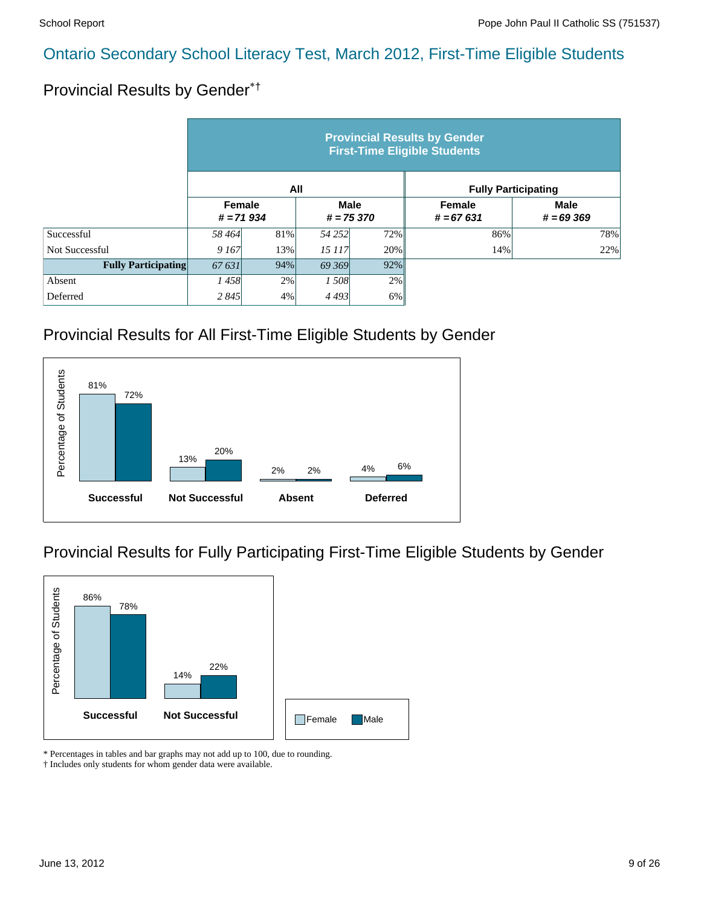# Ontario Secondary School Literacy Test, March 2012, First-Time Eligible Students

## Provincial Results by Gender*†

| | Provincial Results by Gender First-Time Eligible Students | | | | | |
|---|---|---|---|---|---|---|
| | All | | | | Fully Participating | |
| | Female # = 71 934 | | Male # = 75 370 | | Female # = 67 631 | Male # = 69 369 |
| Successful | 58 464 | 81% | 54 252 | 72% | 86% | 78% |
| Not Successful | 9 167 | 13% | 15 117 | 20% | 14% | 22% |
| **Fully Participating** | 67 631 | 94% | 69 369 | 92% | | |
| Absent | 1 458 | 2% | 1 508 | 2% | | |
| Deferred | 2 845 | 4% | 4 493 | 6% | | |

## Provincial Results for All First-Time Eligible Students by Gender

Percentage of Students

| | Female | Male |
|---|---|---|
| **Successful** | 81% | 72% |
| **Not Successful** | 13% | 20% |
| **Absent** | 2% | 2% |
| **Deferred** | 4% | 6% |

## Provincial Results for Fully Participating First-Time Eligible Students by Gender

Percentage of Students

| | Female | Male |
|---|---|---|
| **Successful** | 86% | 78% |
| **Not Successful** | 14% | 22% |

Female Male

* Percentages in tables and bar graphs may not add up to 100, due to rounding.
† Includes only students for whom gender data were available.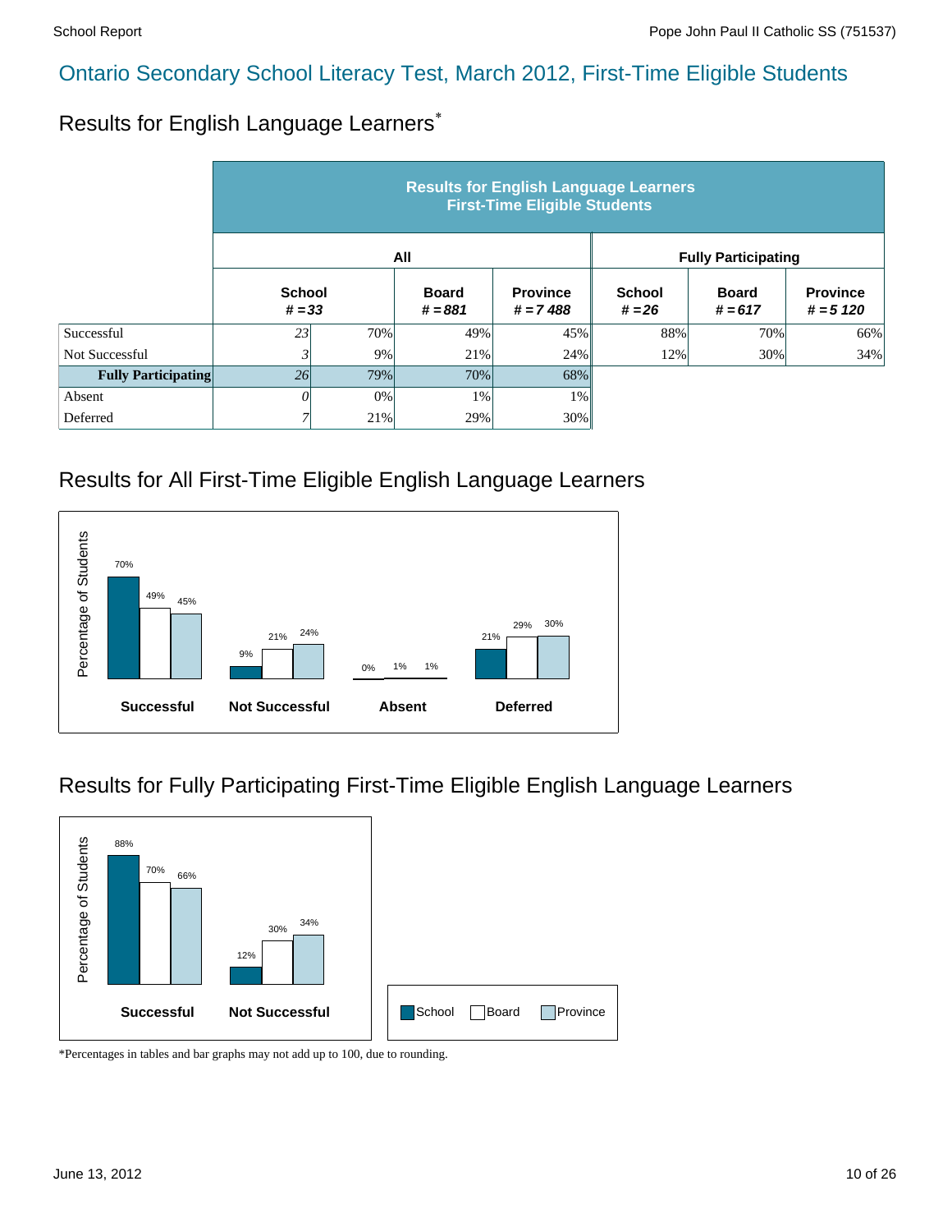# Ontario Secondary School Literacy Test, March 2012, First-Time Eligible Students

## Results for English Language Learners*

| | Results for English Language Learners First-Time Eligible Students | | | | | | |
|---|---|---|---|---|---|---|---|
| | All | | | | Fully Participating | | |
| | School # = 33 | | Board # = 881 | Province # = 7 488 | School # = 26 | Board # = 617 | Province # = 5 120 |
| Successful | 23 | 70% | 49% | 45% | 88% | 70% | 66% |
| Not Successful | 3 | 9% | 21% | 24% | 12% | 30% | 34% |
| **Fully Participating** | 26 | 79% | 70% | 68% | | | |
| Absent | 0 | 0% | 1% | 1% | | | |
| Deferred | 7 | 21% | 29% | 30% | | | |

## Results for All First-Time Eligible English Language Learners

| Percentage of Students | School | Board | Province |
|---|---|---|---|
| Successful | 70% | 49% | 45% |
| Not Successful | 9% | 21% | 24% |
| Absent | 0% | 1% | 1% |
| Deferred | 21% | 29% | 30% |

## Results for Fully Participating First-Time Eligible English Language Learners

| Percentage of Students | School | Board | Province |
|---|---|---|---|
| Successful | 88% | 70% | 66% |
| Not Successful | 12% | 30% | 34% |

*Percentages in tables and bar graphs may not add up to 100, due to rounding.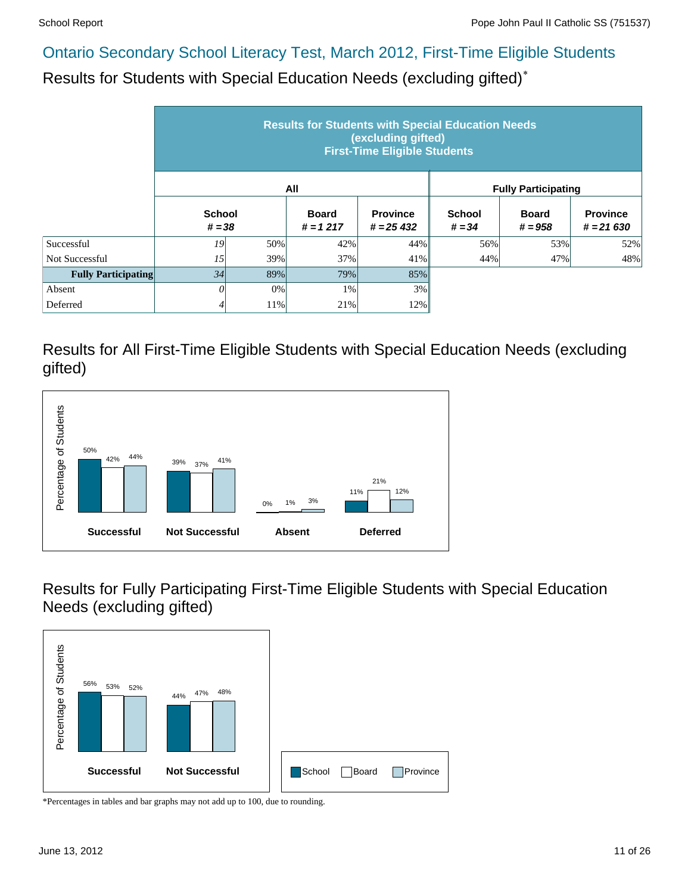## Ontario Secondary School Literacy Test, March 2012, First-Time Eligible Students

### Results for Students with Special Education Needs (excluding gifted)*

| | Results for Students with Special Education Needs (excluding gifted) First-Time Eligible Students | | | | | | |
|---|---|---|---|---|---|---|---|
| | All | | | | Fully Participating | | |
| | School # = 38 | | Board # = 1 217 | Province # = 25 432 | School # = 34 | Board # = 958 | Province # = 21 630 |
| Successful | 19 | 50% | 42% | 44% | 56% | 53% | 52% |
| Not Successful | 15 | 39% | 37% | 41% | 44% | 47% | 48% |
| **Fully Participating** | 34 | 89% | 79% | 85% | | | |
| Absent | 0 | 0% | 1% | 3% | | | |
| Deferred | 4 | 11% | 21% | 12% | | | |

### Results for All First-Time Eligible Students with Special Education Needs (excluding gifted)

| Percentage of Students | School | Board | Province |
|---|---|---|---|
| Successful | 50% | 42% | 44% |
| Not Successful | 39% | 37% | 41% |
| Absent | 0% | 1% | 3% |
| Deferred | 11% | 21% | 12% |

### Results for Fully Participating First-Time Eligible Students with Special Education Needs (excluding gifted)

| Percentage of Students | School | Board | Province |
|---|---|---|---|
| Successful | 56% | 53% | 52% |
| Not Successful | 44% | 47% | 48% |

*Percentages in tables and bar graphs may not add up to 100, due to rounding.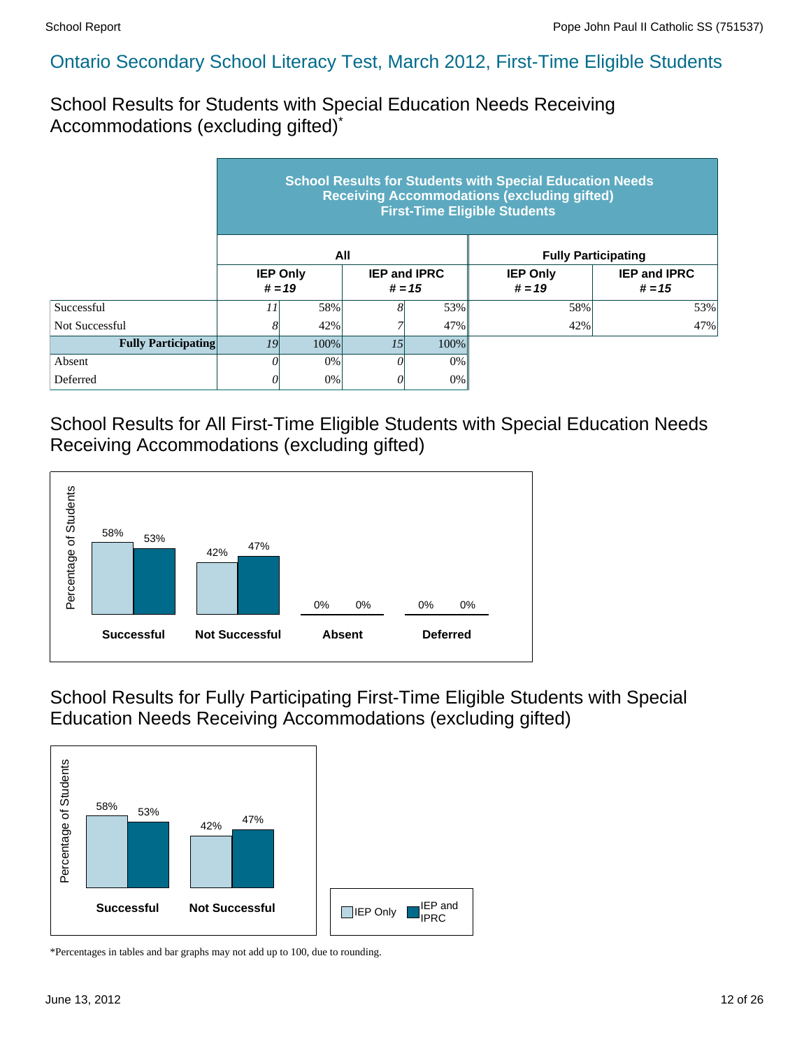# Ontario Secondary School Literacy Test, March 2012, First-Time Eligible Students

## School Results for Students with Special Education Needs Receiving Accommodations (excluding gifted)*

| | School Results for Students with Special Education Needs Receiving Accommodations (excluding gifted) First-Time Eligible Students | | | | | |
|---|---|---|---|---|---|---|
| | All | | | | Fully Participating | |
| | IEP Only # = 19 | | IEP and IPRC # = 15 | | IEP Only # = 19 | IEP and IPRC # = 15 |
| Successful | 11 | 58% | 8 | 53% | 58% | 53% |
| Not Successful | 8 | 42% | 7 | 47% | 42% | 47% |
| **Fully Participating** | 19 | 100% | 15 | 100% | | |
| Absent | 0 | 0% | 0 | 0% | | |
| Deferred | 0 | 0% | 0 | 0% | | |

## School Results for All First-Time Eligible Students with Special Education Needs Receiving Accommodations (excluding gifted)

| Percentage of Students | IEP Only | IEP and IPRC |
|---|---|---|
| Successful | 58% | 53% |
| Not Successful | 42% | 47% |
| Absent | 0% | 0% |
| Deferred | 0% | 0% |

## School Results for Fully Participating First-Time Eligible Students with Special Education Needs Receiving Accommodations (excluding gifted)

| Percentage of Students | IEP Only | IEP and IPRC |
|---|---|---|
| Successful | 58% | 53% |
| Not Successful | 42% | 47% |

*Percentages in tables and bar graphs may not add up to 100, due to rounding.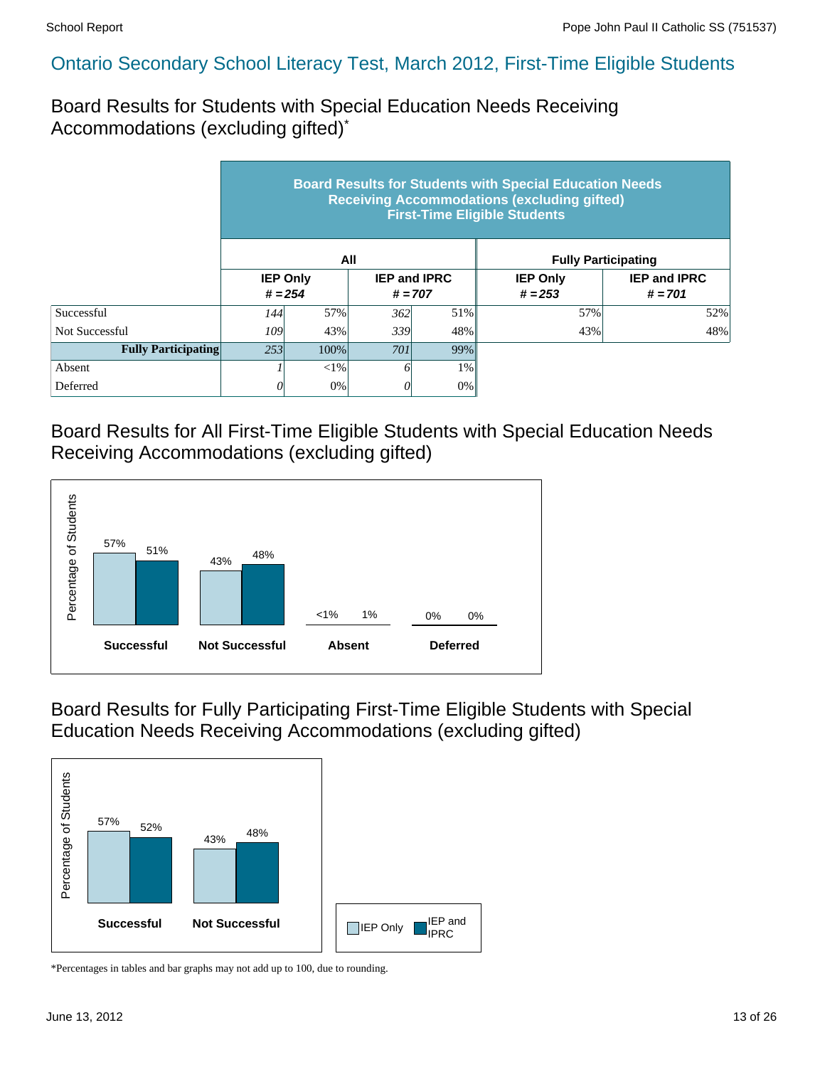# Ontario Secondary School Literacy Test, March 2012, First-Time Eligible Students

## Board Results for Students with Special Education Needs Receiving Accommodations (excluding gifted)*

| | Board Results for Students with Special Education Needs Receiving Accommodations (excluding gifted) First-Time Eligible Students | | | | | |
|---|---|---|---|---|---|---|
| | All | | | | Fully Participating | |
| | IEP Only # = 254 | | IEP and IPRC # = 707 | | IEP Only # = 253 | IEP and IPRC # = 701 |
| Successful | *144* | 57% | *362* | 51% | 57% | 52% |
| Not Successful | *109* | 43% | *339* | 48% | 43% | 48% |
| **Fully Participating** | *253* | 100% | *701* | 99% | | |
| Absent | *1* | <1% | *6* | 1% | | |
| Deferred | *0* | 0% | *0* | 0% | | |

## Board Results for All First-Time Eligible Students with Special Education Needs Receiving Accommodations (excluding gifted)

| Percentage of Students | Successful | Not Successful | Absent | Deferred |
|---|---|---|---|---|
| IEP Only | 57% | 43% | <1% | 0% |
| IEP and IPRC | 51% | 48% | 1% | 0% |

## Board Results for Fully Participating First-Time Eligible Students with Special Education Needs Receiving Accommodations (excluding gifted)

| Percentage of Students | Successful | Not Successful |
|---|---|---|
| IEP Only | 57% | 43% |
| IEP and IPRC | 52% | 48% |

*Percentages in tables and bar graphs may not add up to 100, due to rounding.

June 13, 2012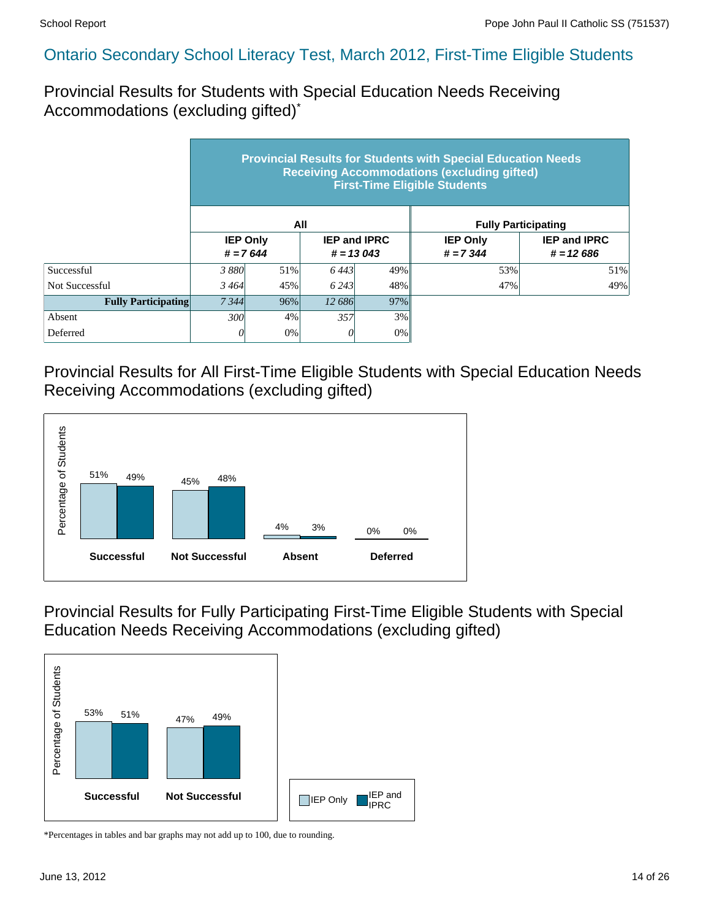# Ontario Secondary School Literacy Test, March 2012, First-Time Eligible Students

## Provincial Results for Students with Special Education Needs Receiving Accommodations (excluding gifted)*

| | Provincial Results for Students with Special Education Needs Receiving Accommodations (excluding gifted) First-Time Eligible Students | | | | | |
|---|---|---|---|---|---|---|
| | All | | | | Fully Participating | |
| | IEP Only # = 7 644 | | IEP and IPRC # = 13 043 | | IEP Only # = 7 344 | IEP and IPRC # = 12 686 |
| Successful | 3 880 | 51% | 6 443 | 49% | 53% | 51% |
| Not Successful | 3 464 | 45% | 6 243 | 48% | 47% | 49% |
| **Fully Participating** | 7 344 | 96% | 12 686 | 97% | | |
| Absent | 300 | 4% | 357 | 3% | | |
| Deferred | 0 | 0% | 0 | 0% | | |

## Provincial Results for All First-Time Eligible Students with Special Education Needs Receiving Accommodations (excluding gifted)

| Percentage of Students | IEP Only | IEP and IPRC |
|---|---|---|
| Successful | 51% | 49% |
| Not Successful | 45% | 48% |
| Absent | 4% | 3% |
| Deferred | 0% | 0% |

## Provincial Results for Fully Participating First-Time Eligible Students with Special Education Needs Receiving Accommodations (excluding gifted)

| Percentage of Students | IEP Only | IEP and IPRC |
|---|---|---|
| Successful | 53% | 51% |
| Not Successful | 47% | 49% |

*Percentages in tables and bar graphs may not add up to 100, due to rounding.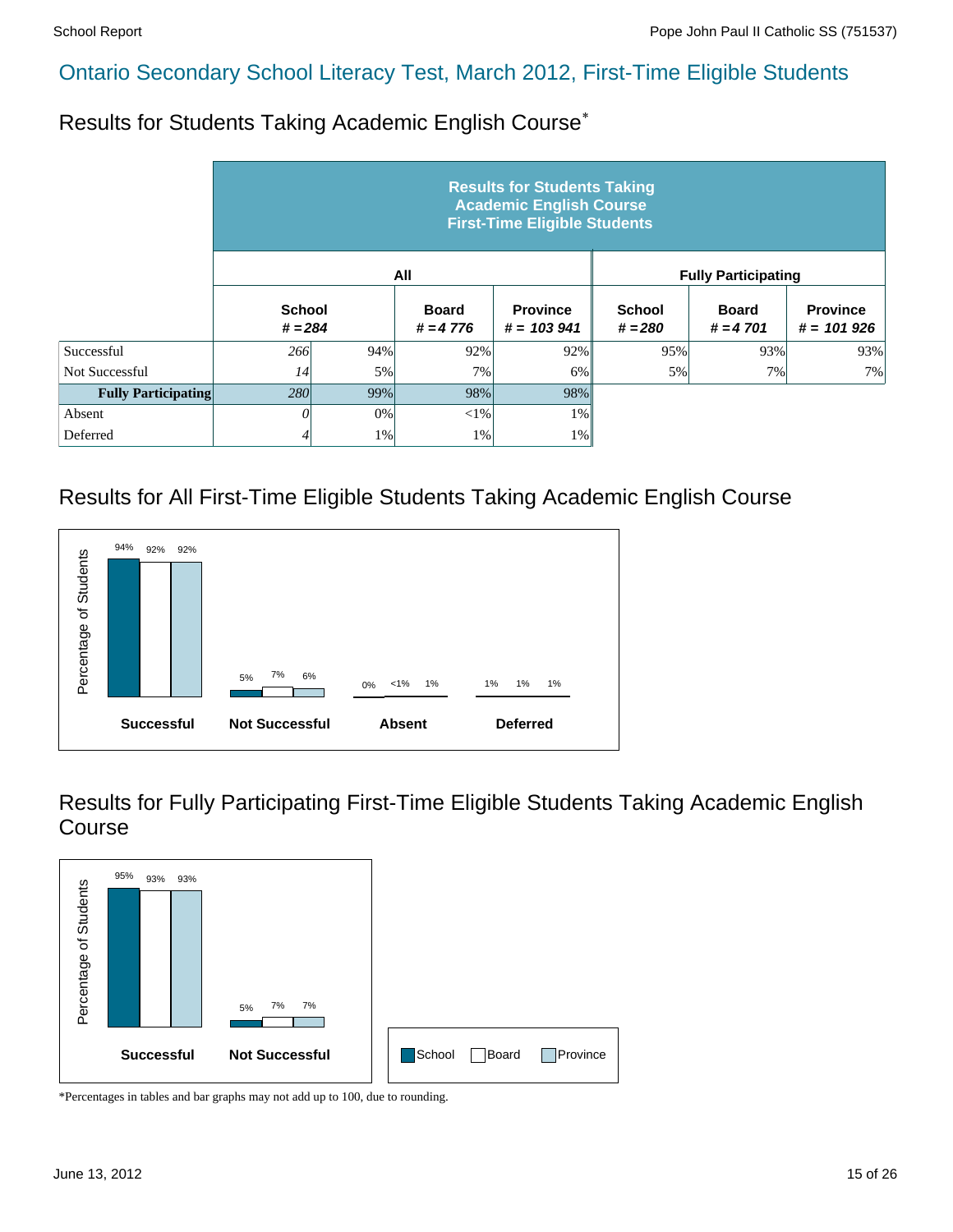# Ontario Secondary School Literacy Test, March 2012, First-Time Eligible Students

## Results for Students Taking Academic English Course*

| | Results for Students Taking Academic English Course First-Time Eligible Students | | | | | | |
|---|---|---|---|---|---|---|---|
| | All | | | | Fully Participating | | |
| | School # = 284 | | Board # = 4 776 | Province # = 103 941 | School # = 280 | Board # = 4 701 | Province # = 101 926 |
| Successful | 266 | 94% | 92% | 92% | 95% | 93% | 93% |
| Not Successful | 14 | 5% | 7% | 6% | 5% | 7% | 7% |
| **Fully Participating** | 280 | 99% | 98% | 98% | | | |
| Absent | 0 | 0% | <1% | 1% | | | |
| Deferred | 4 | 1% | 1% | 1% | | | |

## Results for All First-Time Eligible Students Taking Academic English Course

| | School | Board | Province |
|---|---|---|---|
| Successful | 94% | 92% | 92% |
| Not Successful | 5% | 7% | 6% |
| Absent | 0% | <1% | 1% |
| Deferred | 1% | 1% | 1% |

## Results for Fully Participating First-Time Eligible Students Taking Academic English Course

| | School | Board | Province |
|---|---|---|---|
| Successful | 95% | 93% | 93% |
| Not Successful | 5% | 7% | 7% |

*Percentages in tables and bar graphs may not add up to 100, due to rounding.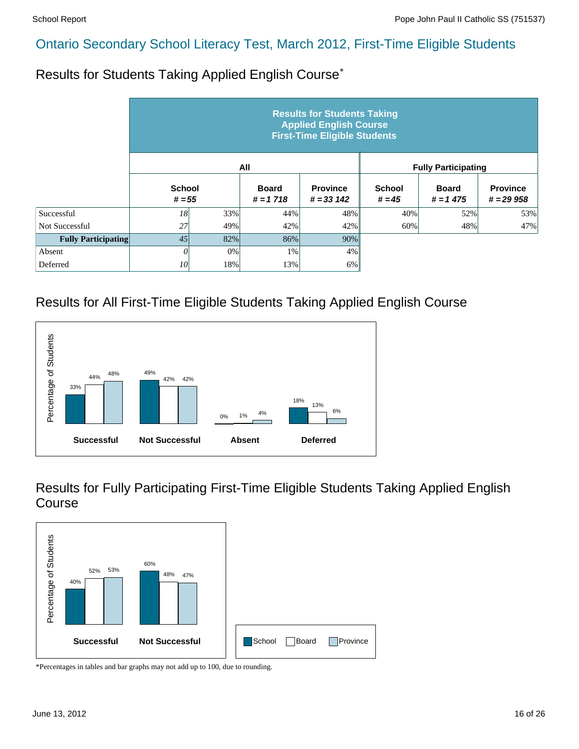## Ontario Secondary School Literacy Test, March 2012, First-Time Eligible Students

### Results for Students Taking Applied English Course*

| | Results for Students Taking Applied English Course First-Time Eligible Students | | | | | | |
|---|---|---|---|---|---|---|---|
| | All | | | | Fully Participating | | |
| | School # = 55 | | Board # = 1 718 | Province # = 33 142 | School # = 45 | Board # = 1 475 | Province # = 29 958 |
| Successful | 18 | 33% | 44% | 48% | 40% | 52% | 53% |
| Not Successful | 27 | 49% | 42% | 42% | 60% | 48% | 47% |
| **Fully Participating** | 45 | 82% | 86% | 90% | | | |
| Absent | 0 | 0% | 1% | 4% | | | |
| Deferred | 10 | 18% | 13% | 6% | | | |

### Results for All First-Time Eligible Students Taking Applied English Course

| | School | Board | Province |
|---|---|---|---|
| Successful | 33% | 44% | 48% |
| Not Successful | 49% | 42% | 42% |
| Absent | 0% | 1% | 4% |
| Deferred | 18% | 13% | 6% |

### Results for Fully Participating First-Time Eligible Students Taking Applied English Course

| | School | Board | Province |
|---|---|---|---|
| Successful | 40% | 52% | 53% |
| Not Successful | 60% | 48% | 47% |

*Percentages in tables and bar graphs may not add up to 100, due to rounding.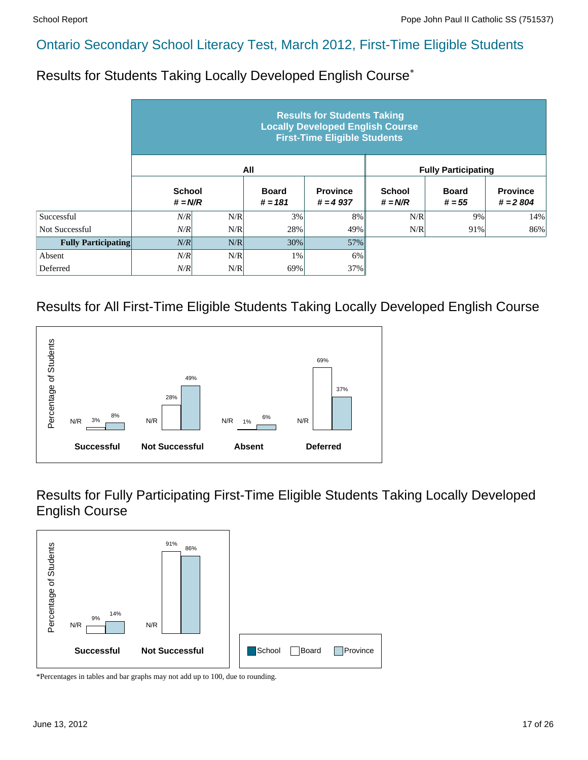# Ontario Secondary School Literacy Test, March 2012, First-Time Eligible Students

## Results for Students Taking Locally Developed English Course*

| | Results for Students Taking Locally Developed English Course First-Time Eligible Students | | | | | | |
|---|---|---|---|---|---|---|---|
| | All | | | | Fully Participating | | |
| | School # = N/R | | Board # = 181 | Province # = 4 937 | School # = N/R | Board # = 55 | Province # = 2 804 |
| Successful | N/R | N/R | 3% | 8% | N/R | 9% | 14% |
| Not Successful | N/R | N/R | 28% | 49% | N/R | 91% | 86% |
| **Fully Participating** | N/R | N/R | 30% | 57% | | | |
| Absent | N/R | N/R | 1% | 6% | | | |
| Deferred | N/R | N/R | 69% | 37% | | | |

## Results for All First-Time Eligible Students Taking Locally Developed English Course

Percentage of Students

| | School | Board | Province |
|---|---|---|---|
| **Successful** | N/R | 3% | 8% |
| **Not Successful** | N/R | 28% | 49% |
| **Absent** | N/R | 1% | 6% |
| **Deferred** | N/R | 69% | 37% |

## Results for Fully Participating First-Time Eligible Students Taking Locally Developed English Course

Percentage of Students

| | School | Board | Province |
|---|---|---|---|
| **Successful** | N/R | 9% | 14% |
| **Not Successful** | N/R | 91% | 86% |

School | Board | Province

*Percentages in tables and bar graphs may not add up to 100, due to rounding.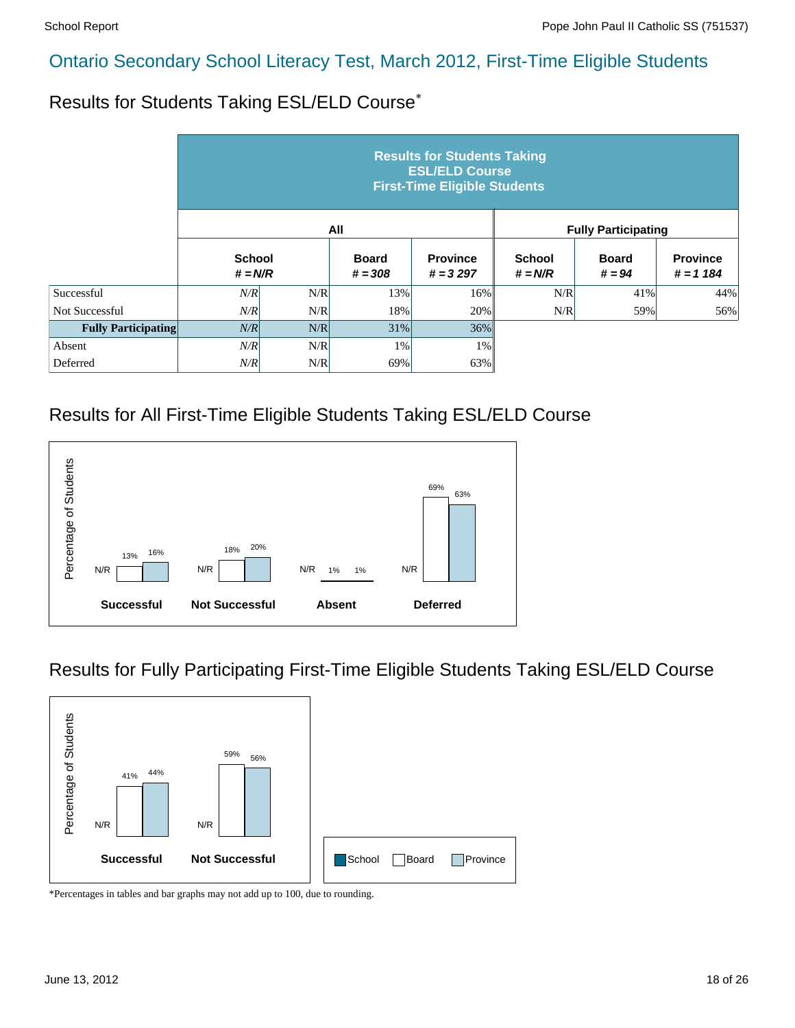# Ontario Secondary School Literacy Test, March 2012, First-Time Eligible Students

## Results for Students Taking ESL/ELD Course*

| | Results for Students Taking ESL/ELD Course First-Time Eligible Students | | | | | | |
|---|---|---|---|---|---|---|---|
| | All | | | | Fully Participating | | |
| | School # = N/R | | Board # = 308 | Province # = 3 297 | School # = N/R | Board # = 94 | Province # = 1 184 |
| Successful | N/R | N/R | 13% | 16% | N/R | 41% | 44% |
| Not Successful | N/R | N/R | 18% | 20% | N/R | 59% | 56% |
| **Fully Participating** | N/R | N/R | 31% | 36% | | | |
| Absent | N/R | N/R | 1% | 1% | | | |
| Deferred | N/R | N/R | 69% | 63% | | | |

## Results for All First-Time Eligible Students Taking ESL/ELD Course

| Percentage of Students | School | Board | Province |
|---|---|---|---|
| **Successful** | N/R | 13% | 16% |
| **Not Successful** | N/R | 18% | 20% |
| **Absent** | N/R | 1% | 1% |
| **Deferred** | N/R | 69% | 63% |

## Results for Fully Participating First-Time Eligible Students Taking ESL/ELD Course

| Percentage of Students | School | Board | Province |
|---|---|---|---|
| **Successful** | N/R | 41% | 44% |
| **Not Successful** | N/R | 59% | 56% |

School | Board | Province

*Percentages in tables and bar graphs may not add up to 100, due to rounding.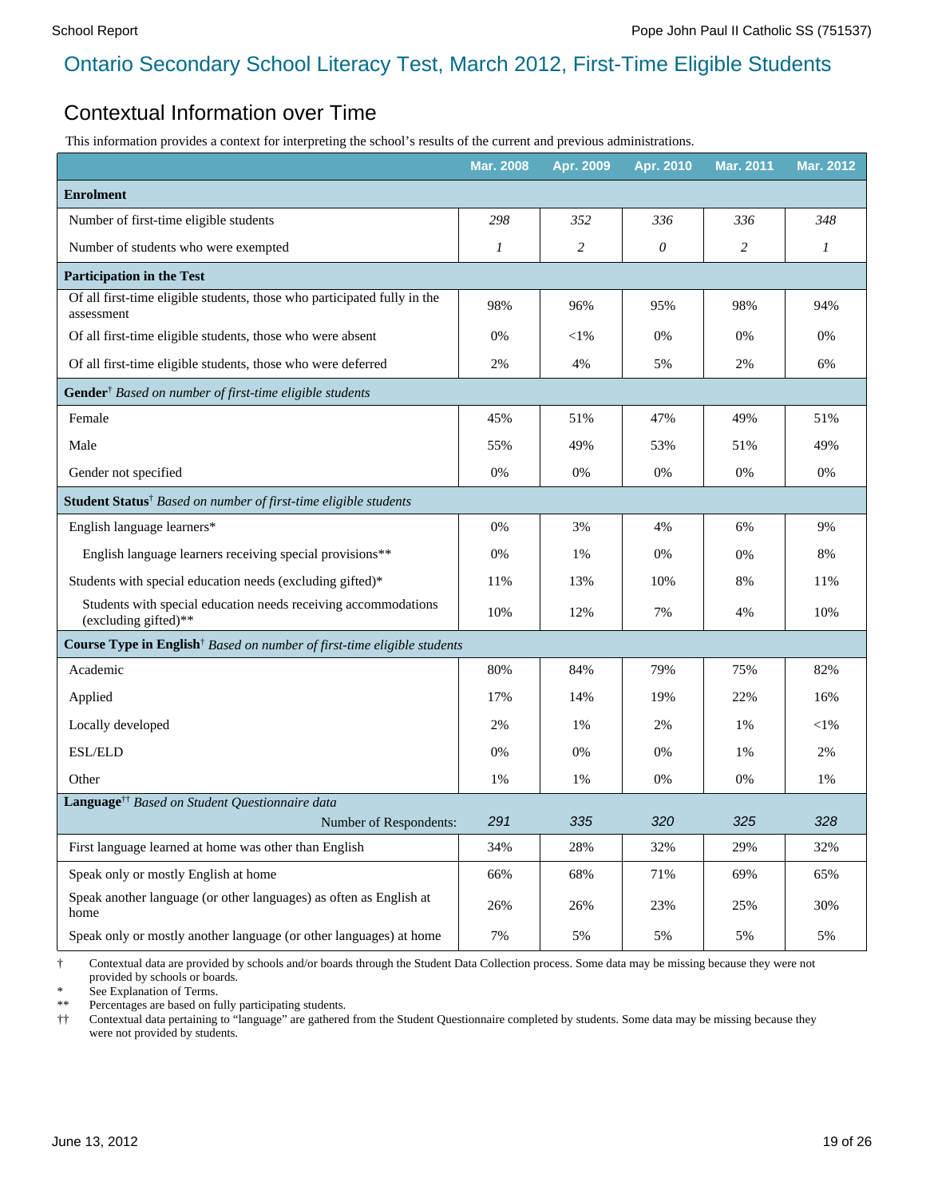# Ontario Secondary School Literacy Test, March 2012, First-Time Eligible Students

## Contextual Information over Time

This information provides a context for interpreting the school's results of the current and previous administrations.

| | Mar. 2008 | Apr. 2009 | Apr. 2010 | Mar. 2011 | Mar. 2012 |
|---|---|---|---|---|---|
| **Enrolment** | | | | | |
| Number of first-time eligible students | *298* | *352* | *336* | *336* | *348* |
| Number of students who were exempted | *1* | *2* | *0* | *2* | *1* |
| **Participation in the Test** | | | | | |
| Of all first-time eligible students, those who participated fully in the assessment | 98% | 96% | 95% | 98% | 94% |
| Of all first-time eligible students, those who were absent | 0% | <1% | 0% | 0% | 0% |
| Of all first-time eligible students, those who were deferred | 2% | 4% | 5% | 2% | 6% |
| **Gender**† *Based on number of first-time eligible students* | | | | | |
| Female | 45% | 51% | 47% | 49% | 51% |
| Male | 55% | 49% | 53% | 51% | 49% |
| Gender not specified | 0% | 0% | 0% | 0% | 0% |
| **Student Status**† *Based on number of first-time eligible students* | | | | | |
| English language learners* | 0% | 3% | 4% | 6% | 9% |
| English language learners receiving special provisions** | 0% | 1% | 0% | 0% | 8% |
| Students with special education needs (excluding gifted)* | 11% | 13% | 10% | 8% | 11% |
| Students with special education needs receiving accommodations (excluding gifted)** | 10% | 12% | 7% | 4% | 10% |
| **Course Type in English**† *Based on number of first-time eligible students* | | | | | |
| Academic | 80% | 84% | 79% | 75% | 82% |
| Applied | 17% | 14% | 19% | 22% | 16% |
| Locally developed | 2% | 1% | 2% | 1% | <1% |
| ESL/ELD | 0% | 0% | 0% | 1% | 2% |
| Other | 1% | 1% | 0% | 0% | 1% |
| **Language**†† *Based on Student Questionnaire data* — Number of Respondents: | *291* | *335* | *320* | *325* | *328* |
| First language learned at home was other than English | 34% | 28% | 32% | 29% | 32% |
| Speak only or mostly English at home | 66% | 68% | 71% | 69% | 65% |
| Speak another language (or other languages) as often as English at home | 26% | 26% | 23% | 25% | 30% |
| Speak only or mostly another language (or other languages) at home | 7% | 5% | 5% | 5% | 5% |

† Contextual data are provided by schools and/or boards through the Student Data Collection process. Some data may be missing because they were not provided by schools or boards.

\* See Explanation of Terms.

** Percentages are based on fully participating students.

†† Contextual data pertaining to "language" are gathered from the Student Questionnaire completed by students. Some data may be missing because they were not provided by students.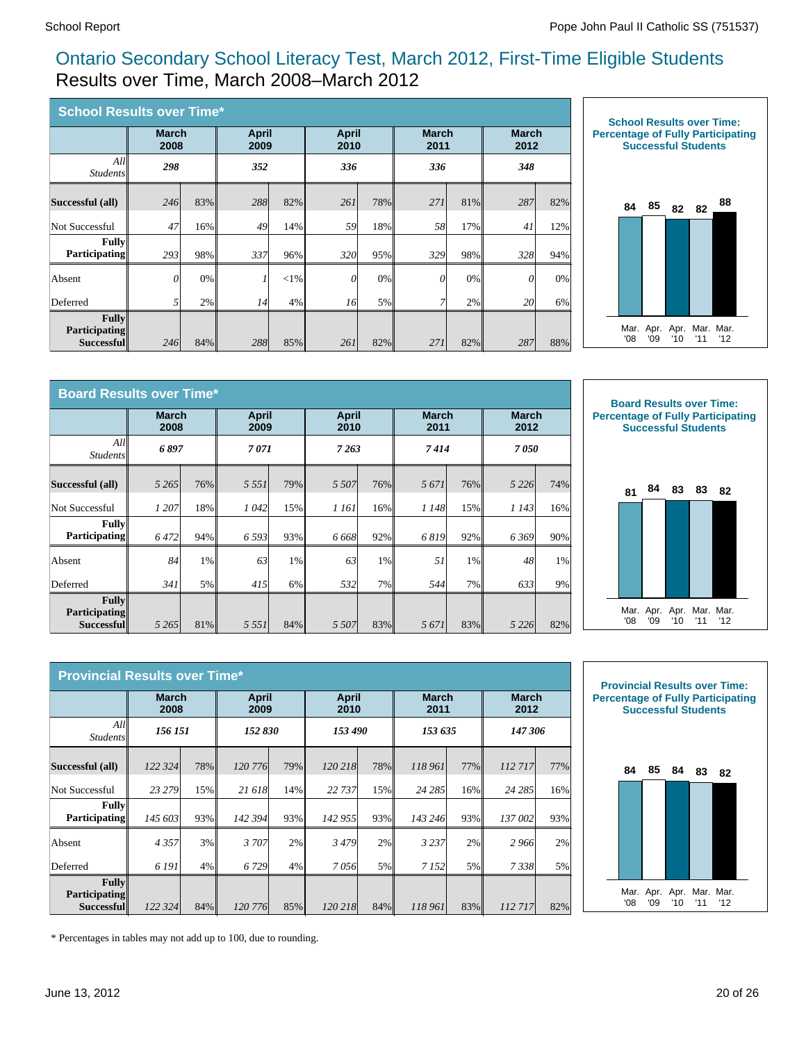# Ontario Secondary School Literacy Test, March 2012, First-Time Eligible Students

## Results over Time, March 2008–March 2012

### School Results over Time*

| | March 2008 | | April 2009 | | April 2010 | | March 2011 | | March 2012 | |
|---|---|---|---|---|---|---|---|---|---|---|
| *All Students* | ***298*** | | ***352*** | | ***336*** | | ***336*** | | ***348*** | |
| **Successful (all)** | *246* | 83% | *288* | 82% | *261* | 78% | *271* | 81% | *287* | 82% |
| Not Successful | *47* | 16% | *49* | 14% | *59* | 18% | *58* | 17% | *41* | 12% |
| **Fully Participating** | *293* | 98% | *337* | 96% | *320* | 95% | *329* | 98% | *328* | 94% |
| Absent | *0* | 0% | *1* | <1% | *0* | 0% | *0* | 0% | *0* | 0% |
| Deferred | *5* | 2% | *14* | 4% | *16* | 5% | *7* | 2% | *20* | 6% |
| **Fully Participating Successful** | *246* | 84% | *288* | 85% | *261* | 82% | *271* | 82% | *287* | 88% |

**School Results over Time: Percentage of Fully Participating Successful Students**

| Mar. '08 | Apr. '09 | Apr. '10 | Mar. '11 | Mar. '12 |
|---|---|---|---|---|
| 84 | 85 | 82 | 82 | 88 |

### Board Results over Time*

| | March 2008 | | April 2009 | | April 2010 | | March 2011 | | March 2012 | |
|---|---|---|---|---|---|---|---|---|---|---|
| *All Students* | ***6 897*** | | ***7 071*** | | ***7 263*** | | ***7 414*** | | ***7 050*** | |
| **Successful (all)** | *5 265* | 76% | *5 551* | 79% | *5 507* | 76% | *5 671* | 76% | *5 226* | 74% |
| Not Successful | *1 207* | 18% | *1 042* | 15% | *1 161* | 16% | *1 148* | 15% | *1 143* | 16% |
| **Fully Participating** | *6 472* | 94% | *6 593* | 93% | *6 668* | 92% | *6 819* | 92% | *6 369* | 90% |
| Absent | *84* | 1% | *63* | 1% | *63* | 1% | *51* | 1% | *48* | 1% |
| Deferred | *341* | 5% | *415* | 6% | *532* | 7% | *544* | 7% | *633* | 9% |
| **Fully Participating Successful** | *5 265* | 81% | *5 551* | 84% | *5 507* | 83% | *5 671* | 83% | *5 226* | 82% |

**Board Results over Time: Percentage of Fully Participating Successful Students**

| Mar. '08 | Apr. '09 | Apr. '10 | Mar. '11 | Mar. '12 |
|---|---|---|---|---|
| 81 | 84 | 83 | 83 | 82 |

### Provincial Results over Time*

| | March 2008 | | April 2009 | | April 2010 | | March 2011 | | March 2012 | |
|---|---|---|---|---|---|---|---|---|---|---|
| *All Students* | ***156 151*** | | ***152 830*** | | ***153 490*** | | ***153 635*** | | ***147 306*** | |
| **Successful (all)** | *122 324* | 78% | *120 776* | 79% | *120 218* | 78% | *118 961* | 77% | *112 717* | 77% |
| Not Successful | *23 279* | 15% | *21 618* | 14% | *22 737* | 15% | *24 285* | 16% | *24 285* | 16% |
| **Fully Participating** | *145 603* | 93% | *142 394* | 93% | *142 955* | 93% | *143 246* | 93% | *137 002* | 93% |
| Absent | *4 357* | 3% | *3 707* | 2% | *3 479* | 2% | *3 237* | 2% | *2 966* | 2% |
| Deferred | *6 191* | 4% | *6 729* | 4% | *7 056* | 5% | *7 152* | 5% | *7 338* | 5% |
| **Fully Participating Successful** | *122 324* | 84% | *120 776* | 85% | *120 218* | 84% | *118 961* | 83% | *112 717* | 82% |

**Provincial Results over Time: Percentage of Fully Participating Successful Students**

| Mar. '08 | Apr. '09 | Apr. '10 | Mar. '11 | Mar. '12 |
|---|---|---|---|---|
| 84 | 85 | 84 | 83 | 82 |

\* Percentages in tables may not add up to 100, due to rounding.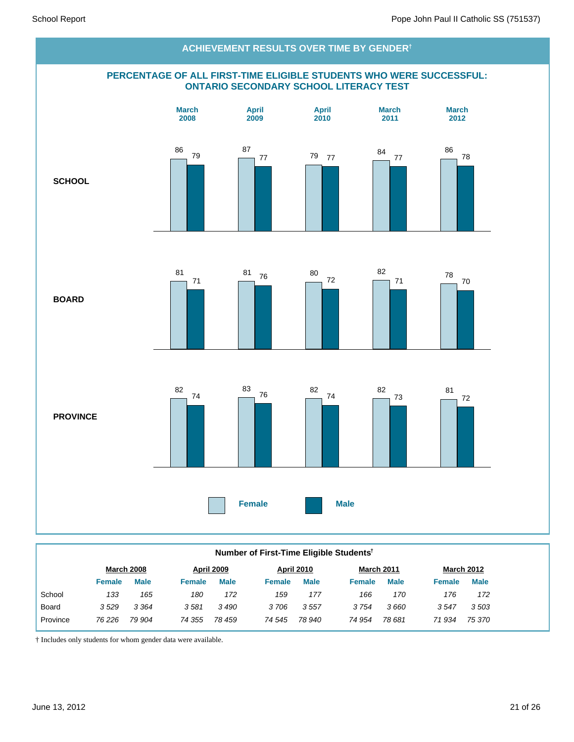## ACHIEVEMENT RESULTS OVER TIME BY GENDER†

### PERCENTAGE OF ALL FIRST-TIME ELIGIBLE STUDENTS WHO WERE SUCCESSFUL: ONTARIO SECONDARY SCHOOL LITERACY TEST

| | March 2008 | | April 2009 | | April 2010 | | March 2011 | | March 2012 | |
|---|---|---|---|---|---|---|---|---|---|---|
| | Female | Male | Female | Male | Female | Male | Female | Male | Female | Male |
| **SCHOOL** | 86 | 79 | 87 | 77 | 79 | 77 | 84 | 77 | 86 | 78 |
| **BOARD** | 81 | 71 | 81 | 76 | 80 | 72 | 82 | 71 | 78 | 70 |
| **PROVINCE** | 82 | 74 | 83 | 76 | 82 | 74 | 82 | 73 | 81 | 72 |

### Number of First-Time Eligible Students†

| | March 2008 | | April 2009 | | April 2010 | | March 2011 | | March 2012 | |
|---|---|---|---|---|---|---|---|---|---|---|
| | Female | Male | Female | Male | Female | Male | Female | Male | Female | Male |
| School | *133* | *165* | *180* | *172* | *159* | *177* | *166* | *170* | *176* | *172* |
| Board | *3 529* | *3 364* | *3 581* | *3 490* | *3 706* | *3 557* | *3 754* | *3 660* | *3 547* | *3 503* |
| Province | *76 226* | *79 904* | *74 355* | *78 459* | *74 545* | *78 940* | *74 954* | *78 681* | *71 934* | *75 370* |

† Includes only students for whom gender data were available.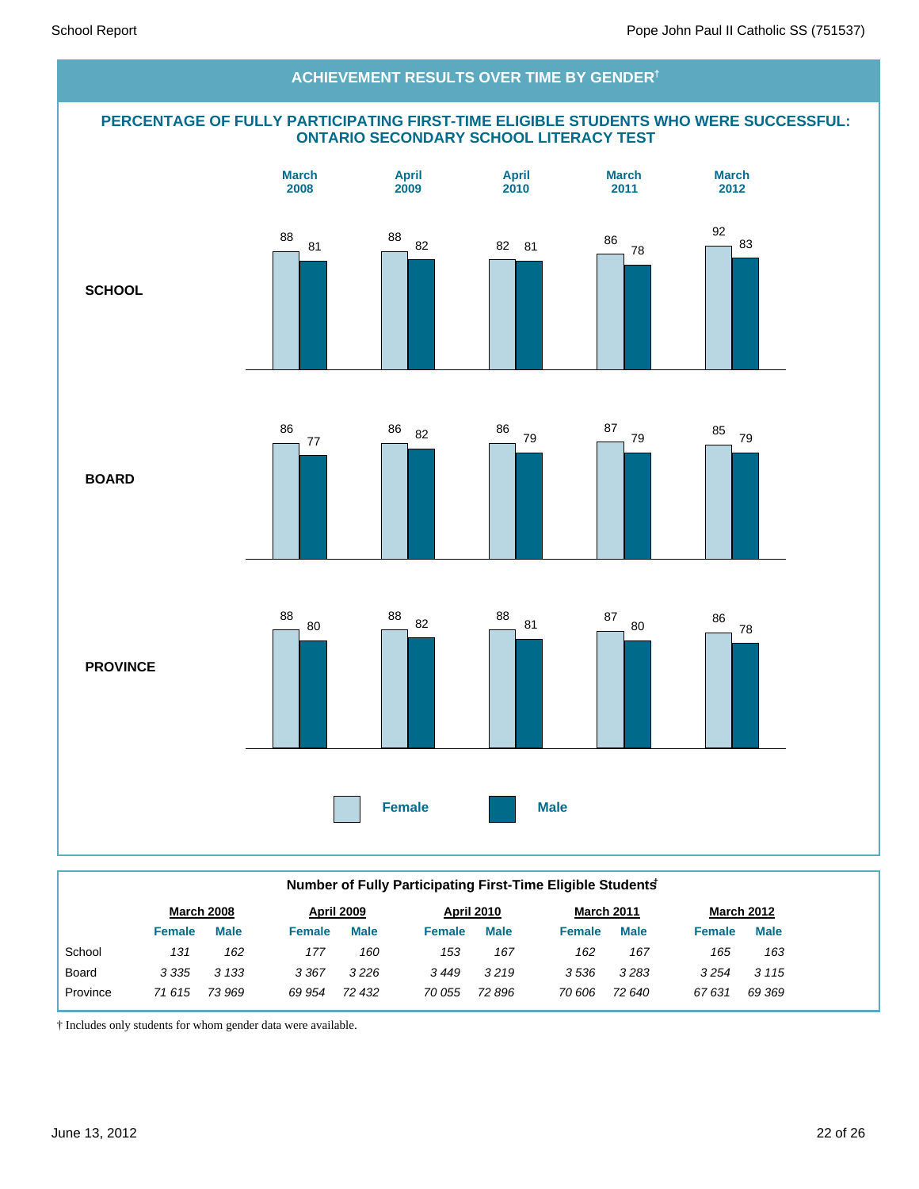## ACHIEVEMENT RESULTS OVER TIME BY GENDER†

### PERCENTAGE OF FULLY PARTICIPATING FIRST-TIME ELIGIBLE STUDENTS WHO WERE SUCCESSFUL: ONTARIO SECONDARY SCHOOL LITERACY TEST

| | March 2008 Female | March 2008 Male | April 2009 Female | April 2009 Male | April 2010 Female | April 2010 Male | March 2011 Female | March 2011 Male | March 2012 Female | March 2012 Male |
|---|---|---|---|---|---|---|---|---|---|---|
| **SCHOOL** | 88 | 81 | 88 | 82 | 82 | 81 | 86 | 78 | 92 | 83 |
| **BOARD** | 86 | 77 | 86 | 82 | 86 | 79 | 87 | 79 | 85 | 79 |
| **PROVINCE** | 88 | 80 | 88 | 82 | 88 | 81 | 87 | 80 | 86 | 78 |

### Number of Fully Participating First-Time Eligible Students†

| | March 2008 | | April 2009 | | April 2010 | | March 2011 | | March 2012 | |
|---|---|---|---|---|---|---|---|---|---|---|
| | **Female** | **Male** | **Female** | **Male** | **Female** | **Male** | **Female** | **Male** | **Female** | **Male** |
| School | *131* | *162* | *177* | *160* | *153* | *167* | *162* | *167* | *165* | *163* |
| Board | *3 335* | *3 133* | *3 367* | *3 226* | *3 449* | *3 219* | *3 536* | *3 283* | *3 254* | *3 115* |
| Province | *71 615* | *73 969* | *69 954* | *72 432* | *70 055* | *72 896* | *70 606* | *72 640* | *67 631* | *69 369* |

† Includes only students for whom gender data were available.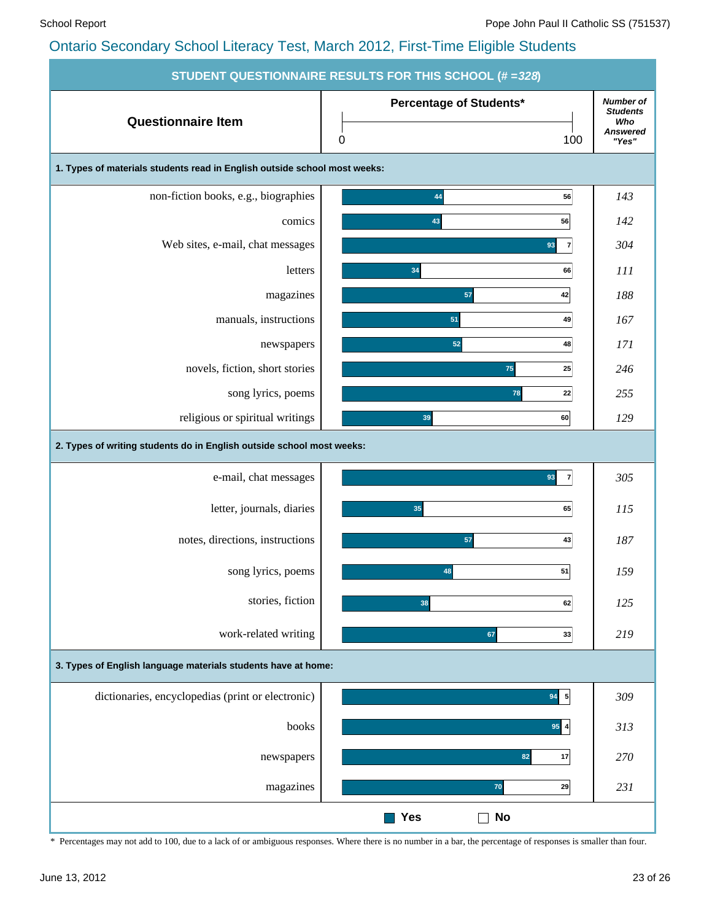## Ontario Secondary School Literacy Test, March 2012, First-Time Eligible Students

### STUDENT QUESTIONNAIRE RESULTS FOR THIS SCHOOL (# =328)

| Questionnaire Item | Percentage of Students* Yes | Percentage of Students* No | Number of Students Who Answered "Yes" |
|---|---|---|---|
| **1. Types of materials students read in English outside school most weeks:** | | | |
| non-fiction books, e.g., biographies | 44 | 56 | 143 |
| comics | 43 | 56 | 142 |
| Web sites, e-mail, chat messages | 93 | 7 | 304 |
| letters | 34 | 66 | 111 |
| magazines | 57 | 42 | 188 |
| manuals, instructions | 51 | 49 | 167 |
| newspapers | 52 | 48 | 171 |
| novels, fiction, short stories | 75 | 25 | 246 |
| song lyrics, poems | 78 | 22 | 255 |
| religious or spiritual writings | 39 | 60 | 129 |
| **2. Types of writing students do in English outside school most weeks:** | | | |
| e-mail, chat messages | 93 | 7 | 305 |
| letter, journals, diaries | 35 | 65 | 115 |
| notes, directions, instructions | 57 | 43 | 187 |
| song lyrics, poems | 48 | 51 | 159 |
| stories, fiction | 38 | 62 | 125 |
| work-related writing | 67 | 33 | 219 |
| **3. Types of English language materials students have at home:** | | | |
| dictionaries, encyclopedias (print or electronic) | 94 | 5 | 309 |
| books | 95 | 4 | 313 |
| newspapers | 82 | 17 | 270 |
| magazines | 70 | 29 | 231 |

\* Percentages may not add to 100, due to a lack of or ambiguous responses. Where there is no number in a bar, the percentage of responses is smaller than four.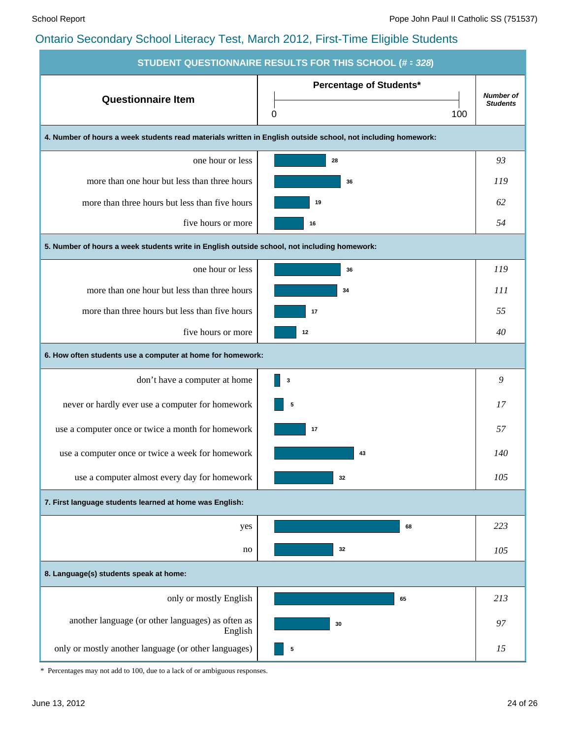## Ontario Secondary School Literacy Test, March 2012, First-Time Eligible Students

**STUDENT QUESTIONNAIRE RESULTS FOR THIS SCHOOL (# = *328*)**

| Questionnaire Item | Percentage of Students* | *Number of Students* |
|---|---|---|
| **4. Number of hours a week students read materials written in English outside school, not including homework:** | | |
| one hour or less | 28 | 93 |
| more than one hour but less than three hours | 36 | 119 |
| more than three hours but less than five hours | 19 | 62 |
| five hours or more | 16 | 54 |
| **5. Number of hours a week students write in English outside school, not including homework:** | | |
| one hour or less | 36 | 119 |
| more than one hour but less than three hours | 34 | 111 |
| more than three hours but less than five hours | 17 | 55 |
| five hours or more | 12 | 40 |
| **6. How often students use a computer at home for homework:** | | |
| don't have a computer at home | 3 | 9 |
| never or hardly ever use a computer for homework | 5 | 17 |
| use a computer once or twice a month for homework | 17 | 57 |
| use a computer once or twice a week for homework | 43 | 140 |
| use a computer almost every day for homework | 32 | 105 |
| **7. First language students learned at home was English:** | | |
| yes | 68 | 223 |
| no | 32 | 105 |
| **8. Language(s) students speak at home:** | | |
| only or mostly English | 65 | 213 |
| another language (or other languages) as often as English | 30 | 97 |
| only or mostly another language (or other languages) | 5 | 15 |

\* Percentages may not add to 100, due to a lack of or ambiguous responses.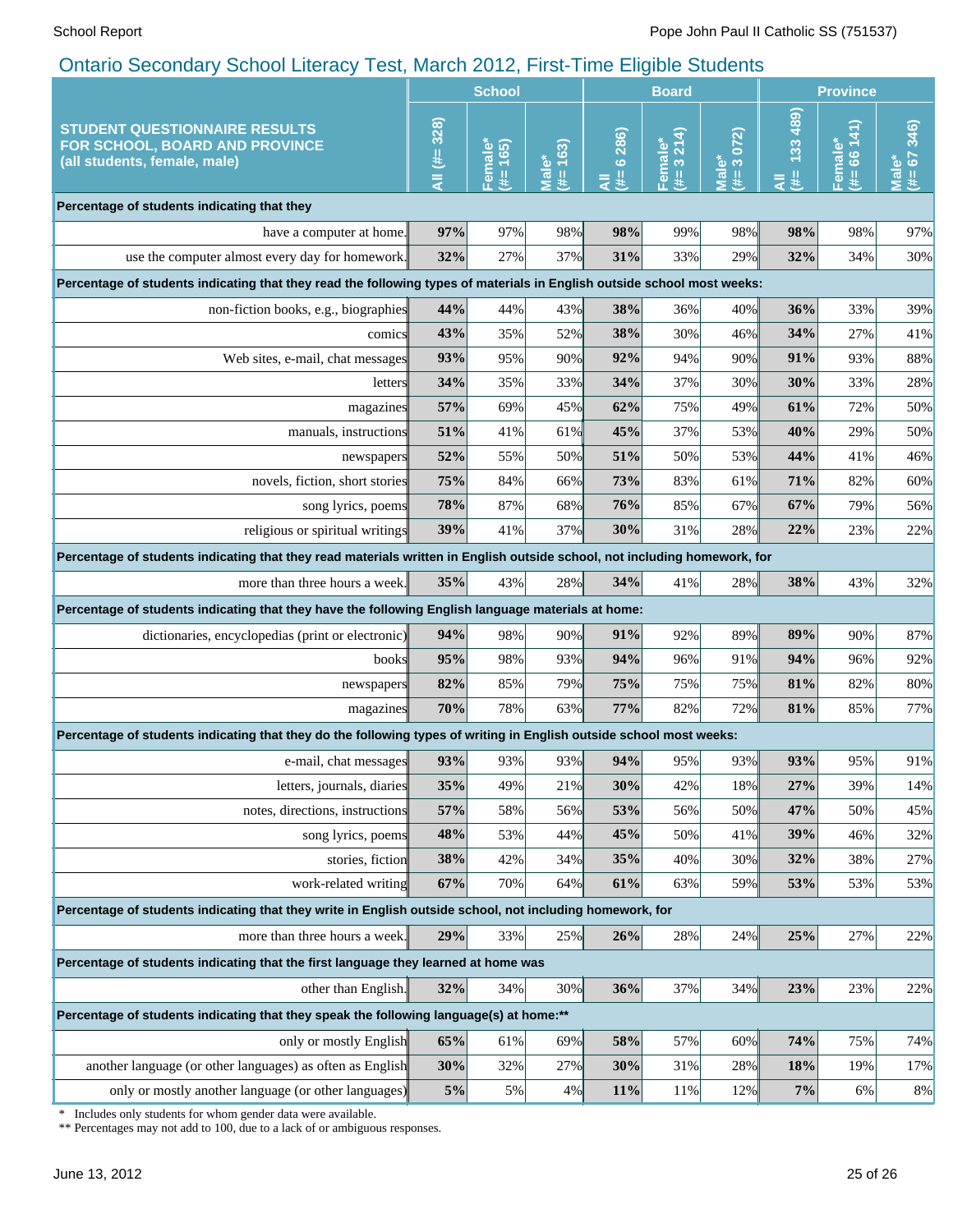# Ontario Secondary School Literacy Test, March 2012, First-Time Eligible Students

| STUDENT QUESTIONNAIRE RESULTS FOR SCHOOL, BOARD AND PROVINCE (all students, female, male) | School | | | Board | | | Province | | |
|---|---|---|---|---|---|---|---|---|---|
| | All (#= 328) | Female* (#= 165) | Male* (#= 163) | All (#= 6 286) | Female* (#= 3 214) | Male* (#= 3 072) | All (#= 133 489) | Female* (#= 66 141) | Male* (#= 67 346) |
| **Percentage of students indicating that they** | | | | | | | | | |
| have a computer at home. | **97%** | 97% | 98% | **98%** | 99% | 98% | **98%** | 98% | 97% |
| use the computer almost every day for homework. | **32%** | 27% | 37% | **31%** | 33% | 29% | **32%** | 34% | 30% |
| **Percentage of students indicating that they read the following types of materials in English outside school most weeks:** | | | | | | | | | |
| non-fiction books, e.g., biographies | **44%** | 44% | 43% | **38%** | 36% | 40% | **36%** | 33% | 39% |
| comics | **43%** | 35% | 52% | **38%** | 30% | 46% | **34%** | 27% | 41% |
| Web sites, e-mail, chat messages | **93%** | 95% | 90% | **92%** | 94% | 90% | **91%** | 93% | 88% |
| letters | **34%** | 35% | 33% | **34%** | 37% | 30% | **30%** | 33% | 28% |
| magazines | **57%** | 69% | 45% | **62%** | 75% | 49% | **61%** | 72% | 50% |
| manuals, instructions | **51%** | 41% | 61% | **45%** | 37% | 53% | **40%** | 29% | 50% |
| newspapers | **52%** | 55% | 50% | **51%** | 50% | 53% | **44%** | 41% | 46% |
| novels, fiction, short stories | **75%** | 84% | 66% | **73%** | 83% | 61% | **71%** | 82% | 60% |
| song lyrics, poems | **78%** | 87% | 68% | **76%** | 85% | 67% | **67%** | 79% | 56% |
| religious or spiritual writings | **39%** | 41% | 37% | **30%** | 31% | 28% | **22%** | 23% | 22% |
| **Percentage of students indicating that they read materials written in English outside school, not including homework, for** | | | | | | | | | |
| more than three hours a week. | **35%** | 43% | 28% | **34%** | 41% | 28% | **38%** | 43% | 32% |
| **Percentage of students indicating that they have the following English language materials at home:** | | | | | | | | | |
| dictionaries, encyclopedias (print or electronic) | **94%** | 98% | 90% | **91%** | 92% | 89% | **89%** | 90% | 87% |
| books | **95%** | 98% | 93% | **94%** | 96% | 91% | **94%** | 96% | 92% |
| newspapers | **82%** | 85% | 79% | **75%** | 75% | 75% | **81%** | 82% | 80% |
| magazines | **70%** | 78% | 63% | **77%** | 82% | 72% | **81%** | 85% | 77% |
| **Percentage of students indicating that they do the following types of writing in English outside school most weeks:** | | | | | | | | | |
| e-mail, chat messages | **93%** | 93% | 93% | **94%** | 95% | 93% | **93%** | 95% | 91% |
| letters, journals, diaries | **35%** | 49% | 21% | **30%** | 42% | 18% | **27%** | 39% | 14% |
| notes, directions, instructions | **57%** | 58% | 56% | **53%** | 56% | 50% | **47%** | 50% | 45% |
| song lyrics, poems | **48%** | 53% | 44% | **45%** | 50% | 41% | **39%** | 46% | 32% |
| stories, fiction | **38%** | 42% | 34% | **35%** | 40% | 30% | **32%** | 38% | 27% |
| work-related writing | **67%** | 70% | 64% | **61%** | 63% | 59% | **53%** | 53% | 53% |
| **Percentage of students indicating that they write in English outside school, not including homework, for** | | | | | | | | | |
| more than three hours a week. | **29%** | 33% | 25% | **26%** | 28% | 24% | **25%** | 27% | 22% |
| **Percentage of students indicating that the first language they learned at home was** | | | | | | | | | |
| other than English. | **32%** | 34% | 30% | **36%** | 37% | 34% | **23%** | 23% | 22% |
| **Percentage of students indicating that they speak the following language(s) at home:**** | | | | | | | | | |
| only or mostly English | **65%** | 61% | 69% | **58%** | 57% | 60% | **74%** | 75% | 74% |
| another language (or other languages) as often as English | **30%** | 32% | 27% | **30%** | 31% | 28% | **18%** | 19% | 17% |
| only or mostly another language (or other languages) | **5%** | 5% | 4% | **11%** | 11% | 12% | **7%** | 6% | 8% |

\* Includes only students for whom gender data were available.

** Percentages may not add to 100, due to a lack of or ambiguous responses.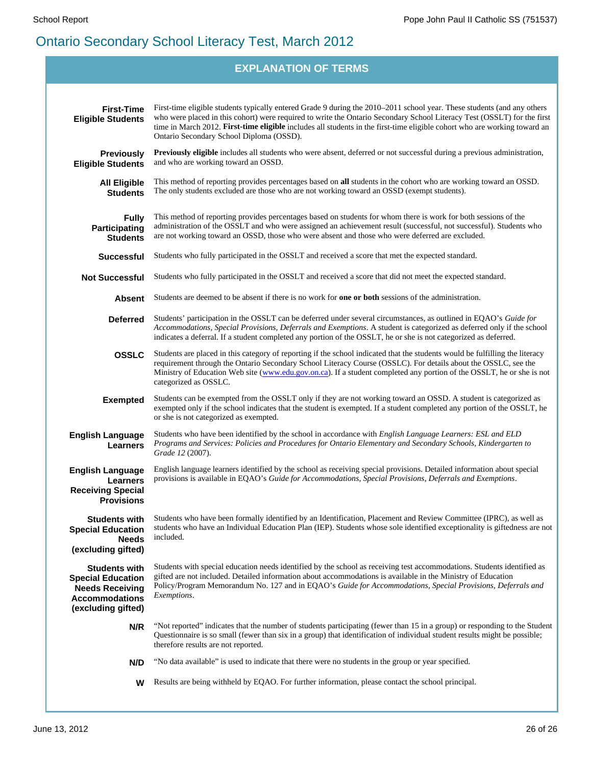# Ontario Secondary School Literacy Test, March 2012

## EXPLANATION OF TERMS

**First-Time Eligible Students**
First-time eligible students typically entered Grade 9 during the 2010–2011 school year. These students (and any others who were placed in this cohort) were required to write the Ontario Secondary School Literacy Test (OSSLT) for the first time in March 2012. **First-time eligible** includes all students in the first-time eligible cohort who are working toward an Ontario Secondary School Diploma (OSSD).

**Previously Eligible Students**
**Previously eligible** includes all students who were absent, deferred or not successful during a previous administration, and who are working toward an OSSD.

**All Eligible Students**
This method of reporting provides percentages based on **all** students in the cohort who are working toward an OSSD. The only students excluded are those who are not working toward an OSSD (exempt students).

**Fully Participating Students**
This method of reporting provides percentages based on students for whom there is work for both sessions of the administration of the OSSLT and who were assigned an achievement result (successful, not successful). Students who are not working toward an OSSD, those who were absent and those who were deferred are excluded.

**Successful**
Students who fully participated in the OSSLT and received a score that met the expected standard.

**Not Successful**
Students who fully participated in the OSSLT and received a score that did not meet the expected standard.

**Absent**
Students are deemed to be absent if there is no work for **one or both** sessions of the administration.

**Deferred**
Students' participation in the OSSLT can be deferred under several circumstances, as outlined in EQAO's *Guide for Accommodations, Special Provisions, Deferrals and Exemptions*. A student is categorized as deferred only if the school indicates a deferral. If a student completed any portion of the OSSLT, he or she is not categorized as deferred.

**OSSLC**
Students are placed in this category of reporting if the school indicated that the students would be fulfilling the literacy requirement through the Ontario Secondary School Literacy Course (OSSLC). For details about the OSSLC, see the Ministry of Education Web site (www.edu.gov.on.ca). If a student completed any portion of the OSSLT, he or she is not categorized as OSSLC.

**Exempted**
Students can be exempted from the OSSLT only if they are not working toward an OSSD. A student is categorized as exempted only if the school indicates that the student is exempted. If a student completed any portion of the OSSLT, he or she is not categorized as exempted.

**English Language Learners**
Students who have been identified by the school in accordance with *English Language Learners: ESL and ELD Programs and Services: Policies and Procedures for Ontario Elementary and Secondary Schools, Kindergarten to Grade 12* (2007).

**English Language Learners Receiving Special Provisions**
English language learners identified by the school as receiving special provisions. Detailed information about special provisions is available in EQAO's *Guide for Accommodations, Special Provisions, Deferrals and Exemptions*.

**Students with Special Education Needs (excluding gifted)**
Students who have been formally identified by an Identification, Placement and Review Committee (IPRC), as well as students who have an Individual Education Plan (IEP). Students whose sole identified exceptionality is giftedness are not included.

**Students with Special Education Needs Receiving Accommodations (excluding gifted)**
Students with special education needs identified by the school as receiving test accommodations. Students identified as gifted are not included. Detailed information about accommodations is available in the Ministry of Education Policy/Program Memorandum No. 127 and in EQAO's *Guide for Accommodations, Special Provisions, Deferrals and Exemptions*.

**N/R**
"Not reported" indicates that the number of students participating (fewer than 15 in a group) or responding to the Student Questionnaire is so small (fewer than six in a group) that identification of individual student results might be possible; therefore results are not reported.

**N/D**
"No data available" is used to indicate that there were no students in the group or year specified.

**W**
Results are being withheld by EQAO. For further information, please contact the school principal.